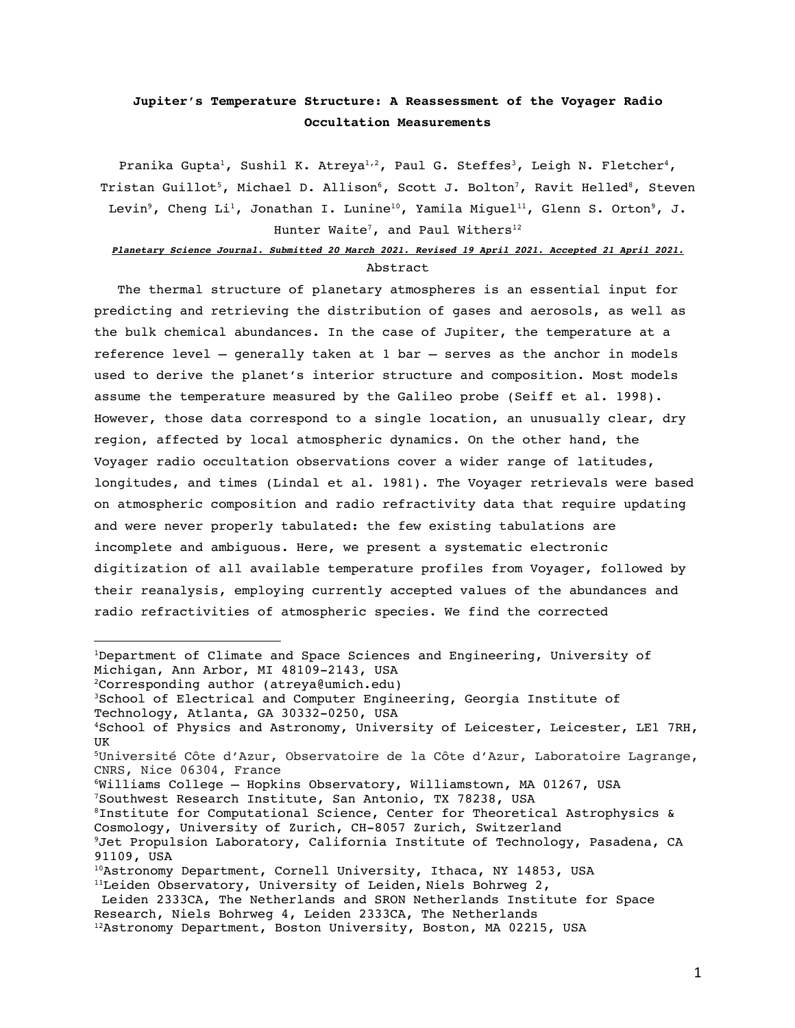# Jupiter's Temperature Structure: A Reassessment of the Voyager Radio Occultation Measurements

Pranika Gupta[1], Sushil K. Atreya[1,2], Paul G. Steffes[3], Leigh N. Fletcher[4], Tristan Guillot[5], Michael D. Allison[6], Scott J. Bolton[7], Ravit Helled[8], Steven Levin[9], Cheng Li[1], Jonathan I. Lunine[10], Yamila Miguel[11], Glenn S. Orton[9], J. Hunter Waite[7], and Paul Withers[12]

***Planetary Science Journal. Submitted 20 March 2021. Revised 19 April 2021. Accepted 21 April 2021.***

## Abstract

The thermal structure of planetary atmospheres is an essential input for predicting and retrieving the distribution of gases and aerosols, as well as the bulk chemical abundances. In the case of Jupiter, the temperature at a reference level – generally taken at 1 bar – serves as the anchor in models used to derive the planet's interior structure and composition. Most models assume the temperature measured by the Galileo probe (Seiff et al. 1998). However, those data correspond to a single location, an unusually clear, dry region, affected by local atmospheric dynamics. On the other hand, the Voyager radio occultation observations cover a wider range of latitudes, longitudes, and times (Lindal et al. 1981). The Voyager retrievals were based on atmospheric composition and radio refractivity data that require updating and were never properly tabulated: the few existing tabulations are incomplete and ambiguous. Here, we present a systematic electronic digitization of all available temperature profiles from Voyager, followed by their reanalysis, employing currently accepted values of the abundances and radio refractivities of atmospheric species. We find the corrected

---

[1]Department of Climate and Space Sciences and Engineering, University of Michigan, Ann Arbor, MI 48109-2143, USA
[2]Corresponding author (atreya@umich.edu)
[3]School of Electrical and Computer Engineering, Georgia Institute of Technology, Atlanta, GA 30332-0250, USA
[4]School of Physics and Astronomy, University of Leicester, Leicester, LE1 7RH, UK
[5]Université Côte d'Azur, Observatoire de la Côte d'Azur, Laboratoire Lagrange, CNRS, Nice 06304, France
[6]Williams College – Hopkins Observatory, Williamstown, MA 01267, USA
[7]Southwest Research Institute, San Antonio, TX 78238, USA
[8]Institute for Computational Science, Center for Theoretical Astrophysics & Cosmology, University of Zurich, CH-8057 Zurich, Switzerland
[9]Jet Propulsion Laboratory, California Institute of Technology, Pasadena, CA 91109, USA
[10]Astronomy Department, Cornell University, Ithaca, NY 14853, USA
[11]Leiden Observatory, University of Leiden, Niels Bohrweg 2, Leiden 2333CA, The Netherlands and SRON Netherlands Institute for Space Research, Niels Bohrweg 4, Leiden 2333CA, The Netherlands
[12]Astronomy Department, Boston University, Boston, MA 02215, USA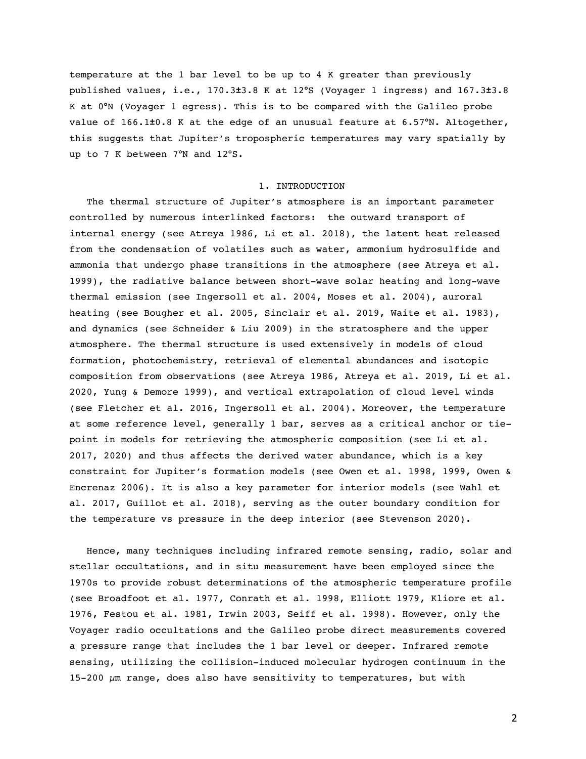temperature at the 1 bar level to be up to 4 K greater than previously published values, i.e., 170.3±3.8 K at 12°S (Voyager 1 ingress) and 167.3±3.8 K at 0°N (Voyager 1 egress). This is to be compared with the Galileo probe value of 166.1±0.8 K at the edge of an unusual feature at 6.57°N. Altogether, this suggests that Jupiter's tropospheric temperatures may vary spatially by up to 7 K between 7°N and 12°S.

## 1. INTRODUCTION

The thermal structure of Jupiter's atmosphere is an important parameter controlled by numerous interlinked factors: the outward transport of internal energy (see Atreya 1986, Li et al. 2018), the latent heat released from the condensation of volatiles such as water, ammonium hydrosulfide and ammonia that undergo phase transitions in the atmosphere (see Atreya et al. 1999), the radiative balance between short-wave solar heating and long-wave thermal emission (see Ingersoll et al. 2004, Moses et al. 2004), auroral heating (see Bougher et al. 2005, Sinclair et al. 2019, Waite et al. 1983), and dynamics (see Schneider & Liu 2009) in the stratosphere and the upper atmosphere. The thermal structure is used extensively in models of cloud formation, photochemistry, retrieval of elemental abundances and isotopic composition from observations (see Atreya 1986, Atreya et al. 2019, Li et al. 2020, Yung & Demore 1999), and vertical extrapolation of cloud level winds (see Fletcher et al. 2016, Ingersoll et al. 2004). Moreover, the temperature at some reference level, generally 1 bar, serves as a critical anchor or tie-point in models for retrieving the atmospheric composition (see Li et al. 2017, 2020) and thus affects the derived water abundance, which is a key constraint for Jupiter's formation models (see Owen et al. 1998, 1999, Owen & Encrenaz 2006). It is also a key parameter for interior models (see Wahl et al. 2017, Guillot et al. 2018), serving as the outer boundary condition for the temperature vs pressure in the deep interior (see Stevenson 2020).

Hence, many techniques including infrared remote sensing, radio, solar and stellar occultations, and in situ measurement have been employed since the 1970s to provide robust determinations of the atmospheric temperature profile (see Broadfoot et al. 1977, Conrath et al. 1998, Elliott 1979, Kliore et al. 1976, Festou et al. 1981, Irwin 2003, Seiff et al. 1998). However, only the Voyager radio occultations and the Galileo probe direct measurements covered a pressure range that includes the 1 bar level or deeper. Infrared remote sensing, utilizing the collision-induced molecular hydrogen continuum in the 15-200 $\mu$m range, does also have sensitivity to temperatures, but with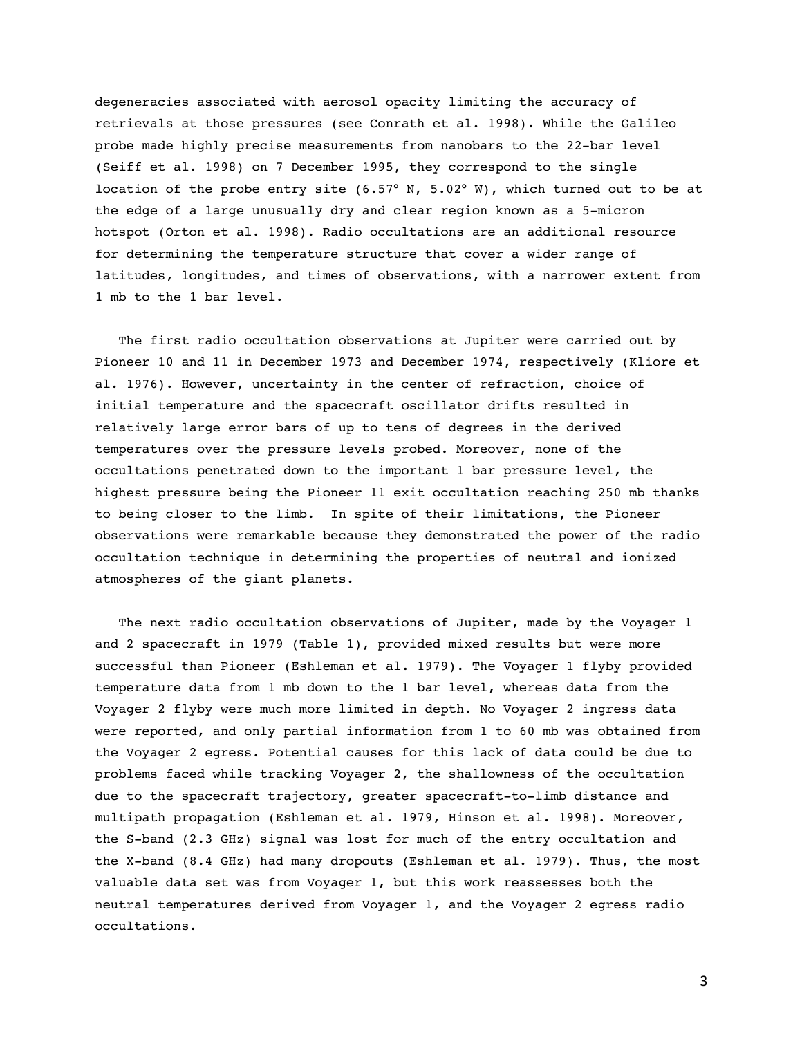degeneracies associated with aerosol opacity limiting the accuracy of retrievals at those pressures (see Conrath et al. 1998). While the Galileo probe made highly precise measurements from nanobars to the 22-bar level (Seiff et al. 1998) on 7 December 1995, they correspond to the single location of the probe entry site (6.57° N, 5.02° W), which turned out to be at the edge of a large unusually dry and clear region known as a 5-micron hotspot (Orton et al. 1998). Radio occultations are an additional resource for determining the temperature structure that cover a wider range of latitudes, longitudes, and times of observations, with a narrower extent from 1 mb to the 1 bar level.

The first radio occultation observations at Jupiter were carried out by Pioneer 10 and 11 in December 1973 and December 1974, respectively (Kliore et al. 1976). However, uncertainty in the center of refraction, choice of initial temperature and the spacecraft oscillator drifts resulted in relatively large error bars of up to tens of degrees in the derived temperatures over the pressure levels probed. Moreover, none of the occultations penetrated down to the important 1 bar pressure level, the highest pressure being the Pioneer 11 exit occultation reaching 250 mb thanks to being closer to the limb. In spite of their limitations, the Pioneer observations were remarkable because they demonstrated the power of the radio occultation technique in determining the properties of neutral and ionized atmospheres of the giant planets.

The next radio occultation observations of Jupiter, made by the Voyager 1 and 2 spacecraft in 1979 (Table 1), provided mixed results but were more successful than Pioneer (Eshleman et al. 1979). The Voyager 1 flyby provided temperature data from 1 mb down to the 1 bar level, whereas data from the Voyager 2 flyby were much more limited in depth. No Voyager 2 ingress data were reported, and only partial information from 1 to 60 mb was obtained from the Voyager 2 egress. Potential causes for this lack of data could be due to problems faced while tracking Voyager 2, the shallowness of the occultation due to the spacecraft trajectory, greater spacecraft-to-limb distance and multipath propagation (Eshleman et al. 1979, Hinson et al. 1998). Moreover, the S-band (2.3 GHz) signal was lost for much of the entry occultation and the X-band (8.4 GHz) had many dropouts (Eshleman et al. 1979). Thus, the most valuable data set was from Voyager 1, but this work reassesses both the neutral temperatures derived from Voyager 1, and the Voyager 2 egress radio occultations.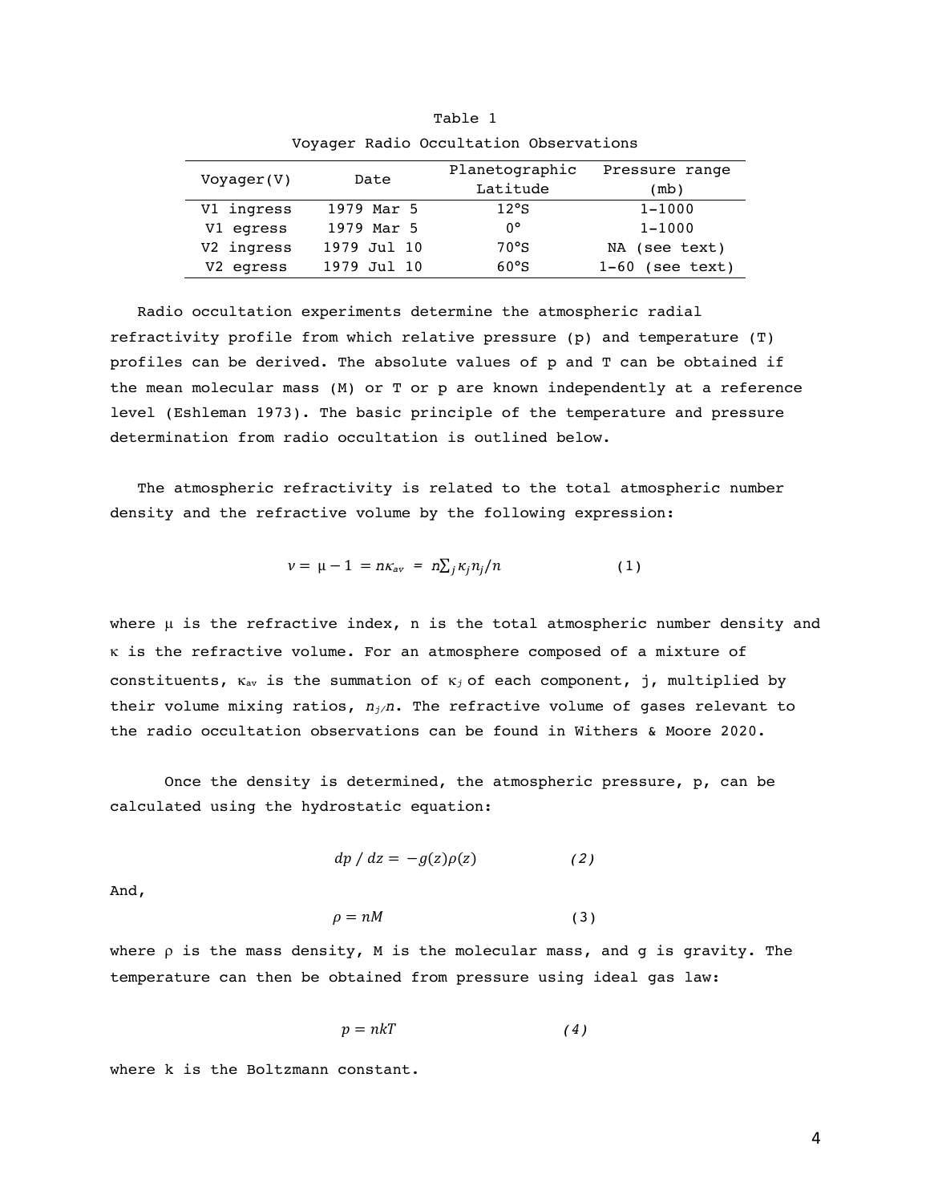Table 1

Voyager Radio Occultation Observations

| Voyager(V) | Date | Planetographic Latitude | Pressure range (mb) |
|---|---|---|---|
| V1 ingress | 1979 Mar 5 | 12°S | 1–1000 |
| V1 egress | 1979 Mar 5 | 0° | 1–1000 |
| V2 ingress | 1979 Jul 10 | 70°S | NA (see text) |
| V2 egress | 1979 Jul 10 | 60°S | 1–60 (see text) |

Radio occultation experiments determine the atmospheric radial refractivity profile from which relative pressure (p) and temperature (T) profiles can be derived. The absolute values of p and T can be obtained if the mean molecular mass (M) or T or p are known independently at a reference level (Eshleman 1973). The basic principle of the temperature and pressure determination from radio occultation is outlined below.

The atmospheric refractivity is related to the total atmospheric number density and the refractive volume by the following expression:

$$\nu = \mu - 1 = n\kappa_{av} = n\sum_j \kappa_j n_j / n \qquad (1)$$

where μ is the refractive index, n is the total atmospheric number density and κ is the refractive volume. For an atmosphere composed of a mixture of constituents, $\kappa_{av}$ is the summation of $\kappa_j$ of each component, j, multiplied by their volume mixing ratios, $n_j/n$. The refractive volume of gases relevant to the radio occultation observations can be found in Withers & Moore 2020.

Once the density is determined, the atmospheric pressure, p, can be calculated using the hydrostatic equation:

$$dp / dz = -g(z)\rho(z) \qquad (2)$$

And,

$$\rho = nM \qquad (3)$$

where ρ is the mass density, M is the molecular mass, and g is gravity. The temperature can then be obtained from pressure using ideal gas law:

$$p = nkT \qquad (4)$$

where k is the Boltzmann constant.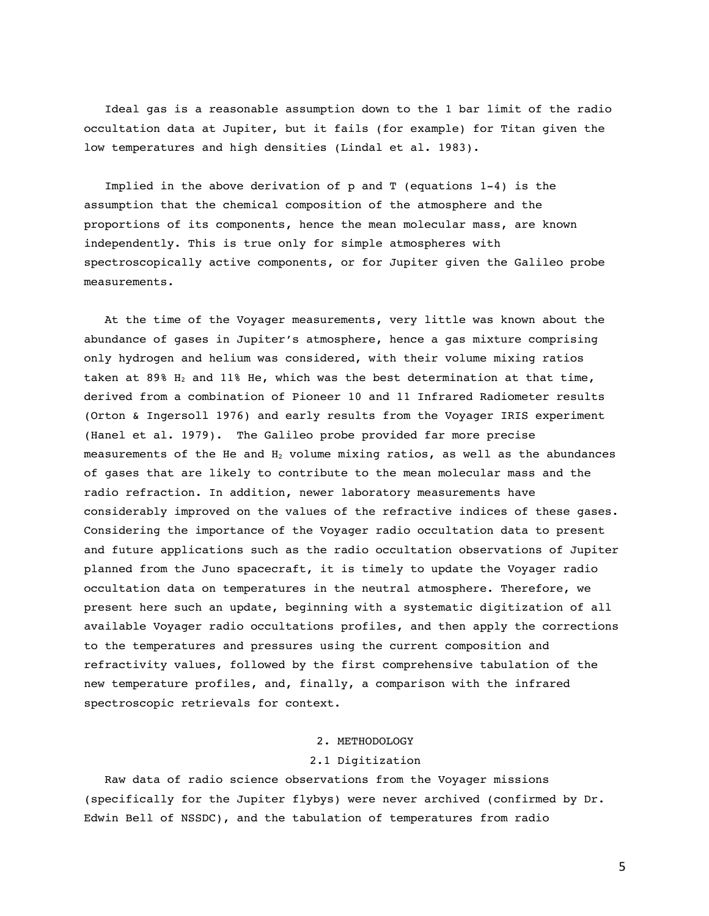Ideal gas is a reasonable assumption down to the 1 bar limit of the radio occultation data at Jupiter, but it fails (for example) for Titan given the low temperatures and high densities (Lindal et al. 1983).

Implied in the above derivation of p and T (equations 1-4) is the assumption that the chemical composition of the atmosphere and the proportions of its components, hence the mean molecular mass, are known independently. This is true only for simple atmospheres with spectroscopically active components, or for Jupiter given the Galileo probe measurements.

At the time of the Voyager measurements, very little was known about the abundance of gases in Jupiter's atmosphere, hence a gas mixture comprising only hydrogen and helium was considered, with their volume mixing ratios taken at 89% $H_2$ and 11% He, which was the best determination at that time, derived from a combination of Pioneer 10 and 11 Infrared Radiometer results (Orton & Ingersoll 1976) and early results from the Voyager IRIS experiment (Hanel et al. 1979). The Galileo probe provided far more precise measurements of the He and $H_2$ volume mixing ratios, as well as the abundances of gases that are likely to contribute to the mean molecular mass and the radio refraction. In addition, newer laboratory measurements have considerably improved on the values of the refractive indices of these gases. Considering the importance of the Voyager radio occultation data to present and future applications such as the radio occultation observations of Jupiter planned from the Juno spacecraft, it is timely to update the Voyager radio occultation data on temperatures in the neutral atmosphere. Therefore, we present here such an update, beginning with a systematic digitization of all available Voyager radio occultations profiles, and then apply the corrections to the temperatures and pressures using the current composition and refractivity values, followed by the first comprehensive tabulation of the new temperature profiles, and, finally, a comparison with the infrared spectroscopic retrievals for context.

## 2. METHODOLOGY

### 2.1 Digitization

Raw data of radio science observations from the Voyager missions (specifically for the Jupiter flybys) were never archived (confirmed by Dr. Edwin Bell of NSSDC), and the tabulation of temperatures from radio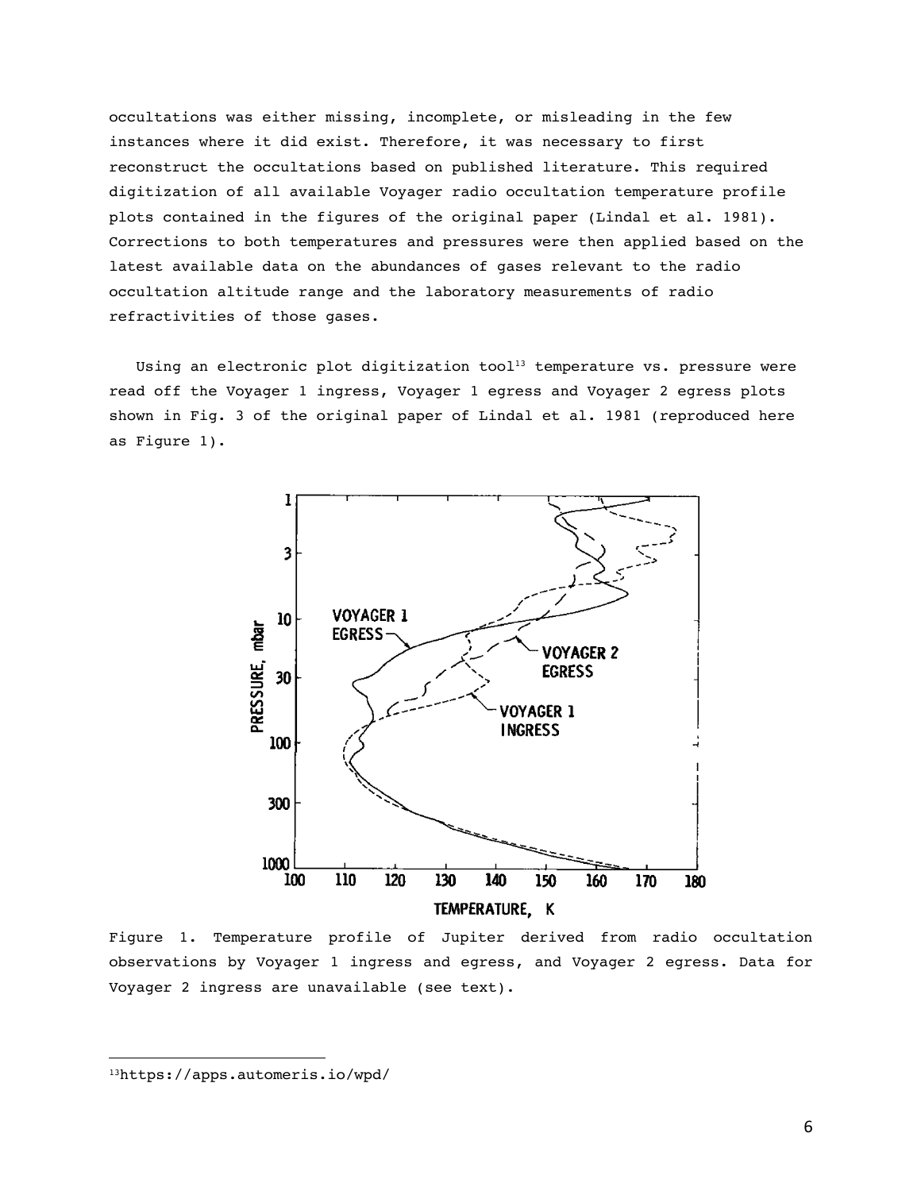occultations was either missing, incomplete, or misleading in the few instances where it did exist. Therefore, it was necessary to first reconstruct the occultations based on published literature. This required digitization of all available Voyager radio occultation temperature profile plots contained in the figures of the original paper (Lindal et al. 1981). Corrections to both temperatures and pressures were then applied based on the latest available data on the abundances of gases relevant to the radio occultation altitude range and the laboratory measurements of radio refractivities of those gases.

Using an electronic plot digitization tool[13] temperature vs. pressure were read off the Voyager 1 ingress, Voyager 1 egress and Voyager 2 egress plots shown in Fig. 3 of the original paper of Lindal et al. 1981 (reproduced here as Figure 1).

Figure 1. Temperature profile of Jupiter derived from radio occultation observations by Voyager 1 ingress and egress, and Voyager 2 egress. Data for Voyager 2 ingress are unavailable (see text).

---

[13] https://apps.automeris.io/wpd/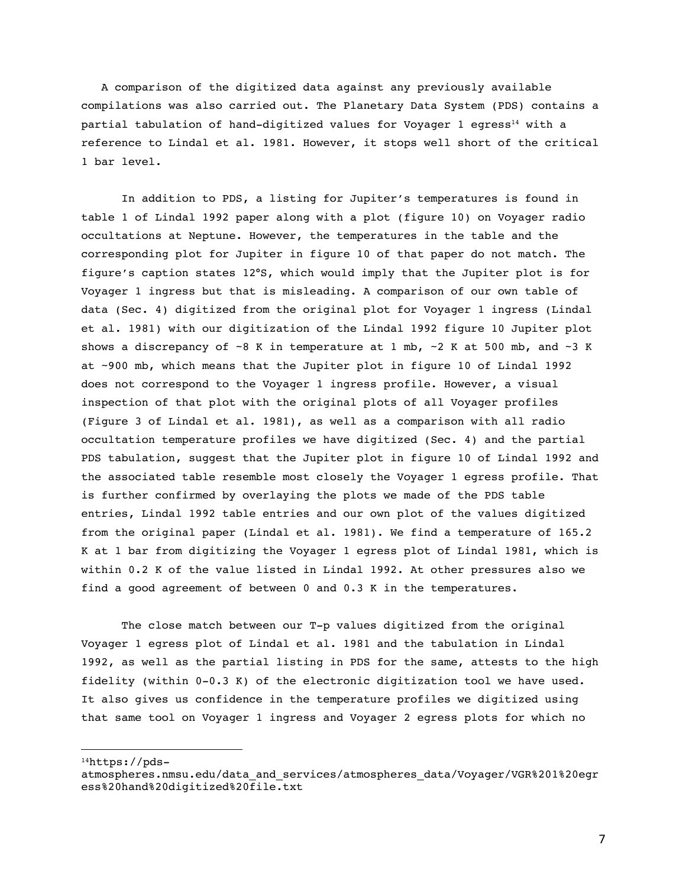A comparison of the digitized data against any previously available compilations was also carried out. The Planetary Data System (PDS) contains a partial tabulation of hand-digitized values for Voyager 1 egress[14] with a reference to Lindal et al. 1981. However, it stops well short of the critical 1 bar level.

In addition to PDS, a listing for Jupiter's temperatures is found in table 1 of Lindal 1992 paper along with a plot (figure 10) on Voyager radio occultations at Neptune. However, the temperatures in the table and the corresponding plot for Jupiter in figure 10 of that paper do not match. The figure's caption states 12°S, which would imply that the Jupiter plot is for Voyager 1 ingress but that is misleading. A comparison of our own table of data (Sec. 4) digitized from the original plot for Voyager 1 ingress (Lindal et al. 1981) with our digitization of the Lindal 1992 figure 10 Jupiter plot shows a discrepancy of ~8 K in temperature at 1 mb, ~2 K at 500 mb, and ~3 K at ~900 mb, which means that the Jupiter plot in figure 10 of Lindal 1992 does not correspond to the Voyager 1 ingress profile. However, a visual inspection of that plot with the original plots of all Voyager profiles (Figure 3 of Lindal et al. 1981), as well as a comparison with all radio occultation temperature profiles we have digitized (Sec. 4) and the partial PDS tabulation, suggest that the Jupiter plot in figure 10 of Lindal 1992 and the associated table resemble most closely the Voyager 1 egress profile. That is further confirmed by overlaying the plots we made of the PDS table entries, Lindal 1992 table entries and our own plot of the values digitized from the original paper (Lindal et al. 1981). We find a temperature of 165.2 K at 1 bar from digitizing the Voyager 1 egress plot of Lindal 1981, which is within 0.2 K of the value listed in Lindal 1992. At other pressures also we find a good agreement of between 0 and 0.3 K in the temperatures.

The close match between our T-p values digitized from the original Voyager 1 egress plot of Lindal et al. 1981 and the tabulation in Lindal 1992, as well as the partial listing in PDS for the same, attests to the high fidelity (within 0-0.3 K) of the electronic digitization tool we have used. It also gives us confidence in the temperature profiles we digitized using that same tool on Voyager 1 ingress and Voyager 2 egress plots for which no

[14] https://pds-atmospheres.nmsu.edu/data_and_services/atmospheres_data/Voyager/VGR%201%20egress%20hand%20digitized%20file.txt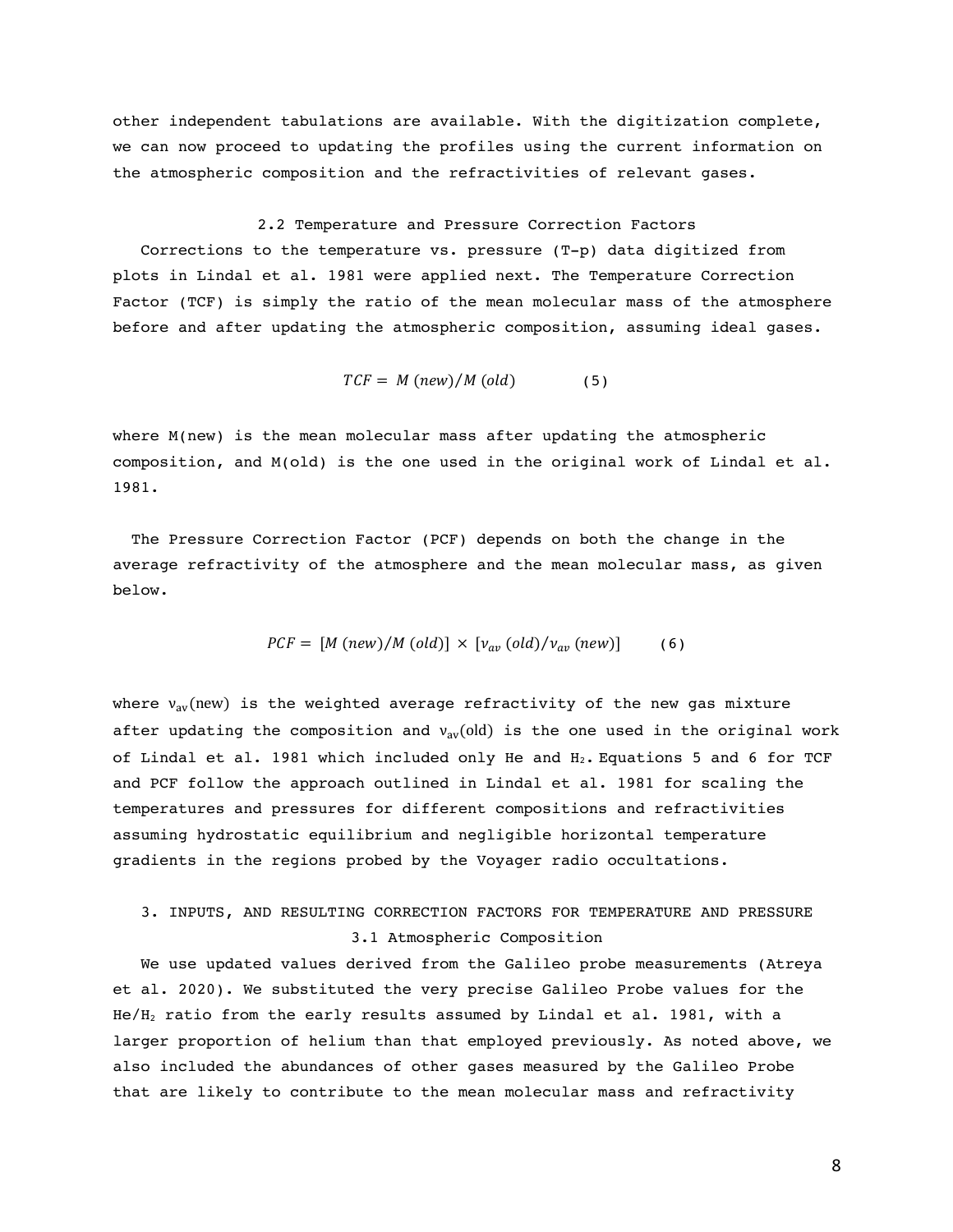other independent tabulations are available. With the digitization complete, we can now proceed to updating the profiles using the current information on the atmospheric composition and the refractivities of relevant gases.

### 2.2 Temperature and Pressure Correction Factors

Corrections to the temperature vs. pressure (T-p) data digitized from plots in Lindal et al. 1981 were applied next. The Temperature Correction Factor (TCF) is simply the ratio of the mean molecular mass of the atmosphere before and after updating the atmospheric composition, assuming ideal gases.

$$TCF = M\,(new)/M\,(old) \qquad (5)$$

where M(new) is the mean molecular mass after updating the atmospheric composition, and M(old) is the one used in the original work of Lindal et al. 1981.

The Pressure Correction Factor (PCF) depends on both the change in the average refractivity of the atmosphere and the mean molecular mass, as given below.

$$PCF = [M\,(new)/M\,(old)] \times [\nu_{av}\,(old)/\nu_{av}\,(new)] \qquad (6)$$

where $\nu_{av}$(new) is the weighted average refractivity of the new gas mixture after updating the composition and $\nu_{av}$(old) is the one used in the original work of Lindal et al. 1981 which included only He and $H_2$. Equations 5 and 6 for TCF and PCF follow the approach outlined in Lindal et al. 1981 for scaling the temperatures and pressures for different compositions and refractivities assuming hydrostatic equilibrium and negligible horizontal temperature gradients in the regions probed by the Voyager radio occultations.

## 3. INPUTS, AND RESULTING CORRECTION FACTORS FOR TEMPERATURE AND PRESSURE

### 3.1 Atmospheric Composition

We use updated values derived from the Galileo probe measurements (Atreya et al. 2020). We substituted the very precise Galileo Probe values for the He/$H_2$ ratio from the early results assumed by Lindal et al. 1981, with a larger proportion of helium than that employed previously. As noted above, we also included the abundances of other gases measured by the Galileo Probe that are likely to contribute to the mean molecular mass and refractivity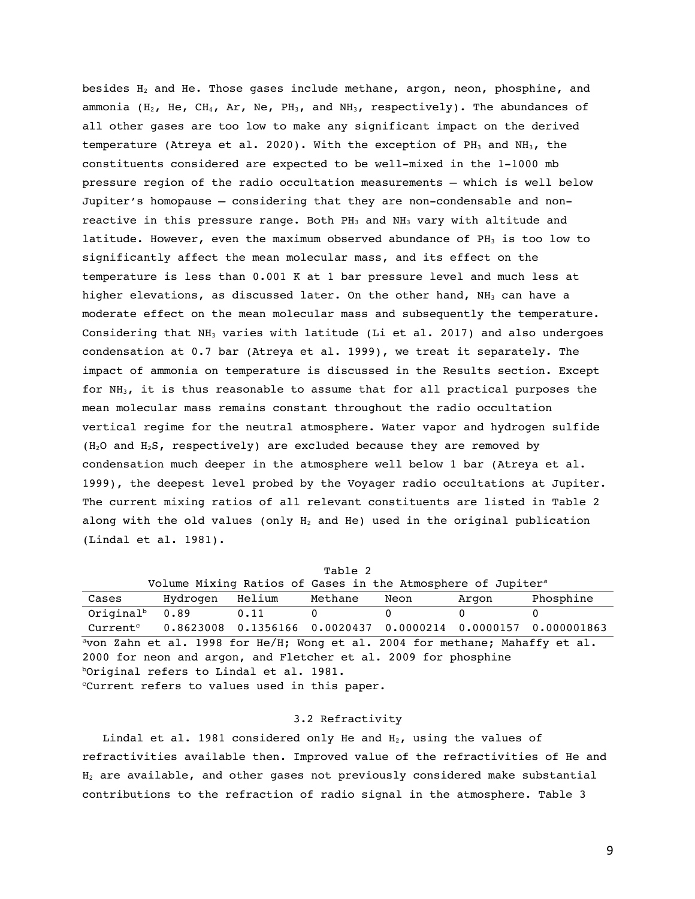besides $H_2$ and He. Those gases include methane, argon, neon, phosphine, and ammonia ($H_2$, He, $CH_4$, Ar, Ne, $PH_3$, and $NH_3$, respectively). The abundances of all other gases are too low to make any significant impact on the derived temperature (Atreya et al. 2020). With the exception of $PH_3$ and $NH_3$, the constituents considered are expected to be well-mixed in the 1-1000 mb pressure region of the radio occultation measurements – which is well below Jupiter's homopause – considering that they are non-condensable and non-reactive in this pressure range. Both $PH_3$ and $NH_3$ vary with altitude and latitude. However, even the maximum observed abundance of $PH_3$ is too low to significantly affect the mean molecular mass, and its effect on the temperature is less than 0.001 K at 1 bar pressure level and much less at higher elevations, as discussed later. On the other hand, $NH_3$ can have a moderate effect on the mean molecular mass and subsequently the temperature. Considering that $NH_3$ varies with latitude (Li et al. 2017) and also undergoes condensation at 0.7 bar (Atreya et al. 1999), we treat it separately. The impact of ammonia on temperature is discussed in the Results section. Except for $NH_3$, it is thus reasonable to assume that for all practical purposes the mean molecular mass remains constant throughout the radio occultation vertical regime for the neutral atmosphere. Water vapor and hydrogen sulfide ($H_2O$ and $H_2S$, respectively) are excluded because they are removed by condensation much deeper in the atmosphere well below 1 bar (Atreya et al. 1999), the deepest level probed by the Voyager radio occultations at Jupiter. The current mixing ratios of all relevant constituents are listed in Table 2 along with the old values (only $H_2$ and He) used in the original publication (Lindal et al. 1981).

Table 2
Volume Mixing Ratios of Gases in the Atmosphere of Jupiter[a]

| Cases | Hydrogen | Helium | Methane | Neon | Argon | Phosphine |
|---|---|---|---|---|---|---|
| Original[b] | 0.89 | 0.11 | 0 | 0 | 0 | 0 |
| Current[c] | 0.8623008 | 0.1356166 | 0.0020437 | 0.0000214 | 0.0000157 | 0.000001863 |

[a]von Zahn et al. 1998 for He/H; Wong et al. 2004 for methane; Mahaffy et al. 2000 for neon and argon, and Fletcher et al. 2009 for phosphine
[b]Original refers to Lindal et al. 1981.
[c]Current refers to values used in this paper.

### 3.2 Refractivity

Lindal et al. 1981 considered only He and $H_2$, using the values of refractivities available then. Improved value of the refractivities of He and $H_2$ are available, and other gases not previously considered make substantial contributions to the refraction of radio signal in the atmosphere. Table 3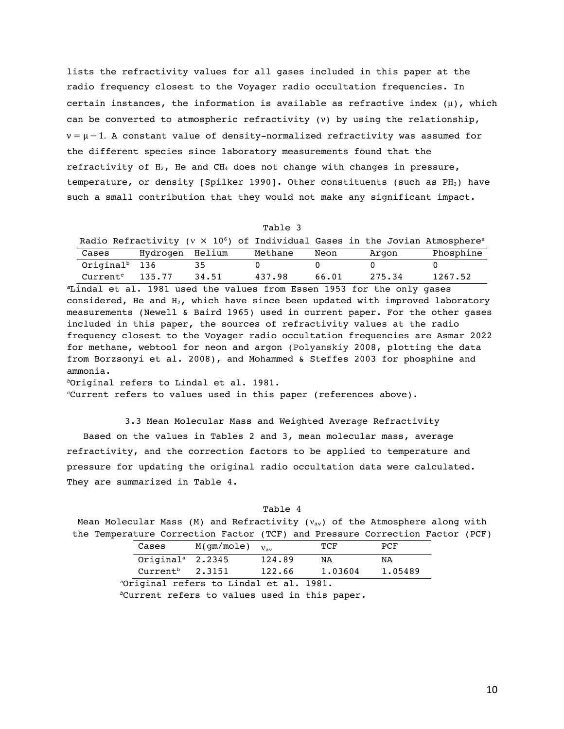lists the refractivity values for all gases included in this paper at the radio frequency closest to the Voyager radio occultation frequencies. In certain instances, the information is available as refractive index ($\mu$), which can be converted to atmospheric refractivity ($\nu$) by using the relationship, $\nu = \mu - 1$. A constant value of density-normalized refractivity was assumed for the different species since laboratory measurements found that the refractivity of $H_2$, He and $CH_4$ does not change with changes in pressure, temperature, or density [Spilker 1990]. Other constituents (such as $PH_3$) have such a small contribution that they would not make any significant impact.

Table 3

Radio Refractivity ($\nu \times 10^6$) of Individual Gases in the Jovian Atmosphere[a]

| Cases | Hydrogen | Helium | Methane | Neon | Argon | Phosphine |
|---|---|---|---|---|---|---|
| Original[b] | 136 | 35 | 0 | 0 | 0 | 0 |
| Current[c] | 135.77 | 34.51 | 437.98 | 66.01 | 275.34 | 1267.52 |

[a]Lindal et al. 1981 used the values from Essen 1953 for the only gases considered, He and $H_2$, which have since been updated with improved laboratory measurements (Newell & Baird 1965) used in current paper. For the other gases included in this paper, the sources of refractivity values at the radio frequency closest to the Voyager radio occultation frequencies are Asmar 2022 for methane, webtool for neon and argon (Polyanskiy 2008, plotting the data from Borzsonyi et al. 2008), and Mohammed & Steffes 2003 for phosphine and ammonia.

[b]Original refers to Lindal et al. 1981.

[c]Current refers to values used in this paper (references above).

### 3.3 Mean Molecular Mass and Weighted Average Refractivity

Based on the values in Tables 2 and 3, mean molecular mass, average refractivity, and the correction factors to be applied to temperature and pressure for updating the original radio occultation data were calculated. They are summarized in Table 4.

Table 4

Mean Molecular Mass (M) and Refractivity ($\nu_{av}$) of the Atmosphere along with the Temperature Correction Factor (TCF) and Pressure Correction Factor (PCF)

| Cases | M(gm/mole) | $\nu_{av}$ | TCF | PCF |
|---|---|---|---|---|
| Original[a] | 2.2345 | 124.89 | NA | NA |
| Current[b] | 2.3151 | 122.66 | 1.03604 | 1.05489 |

[a]Original refers to Lindal et al. 1981.

[b]Current refers to values used in this paper.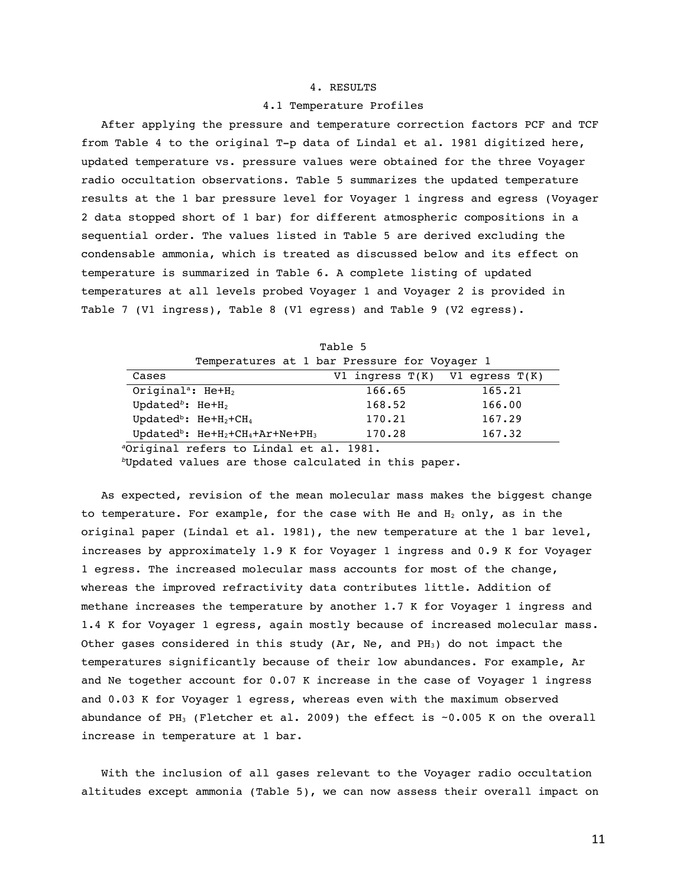## 4. RESULTS

### 4.1 Temperature Profiles

After applying the pressure and temperature correction factors PCF and TCF from Table 4 to the original T-p data of Lindal et al. 1981 digitized here, updated temperature vs. pressure values were obtained for the three Voyager radio occultation observations. Table 5 summarizes the updated temperature results at the 1 bar pressure level for Voyager 1 ingress and egress (Voyager 2 data stopped short of 1 bar) for different atmospheric compositions in a sequential order. The values listed in Table 5 are derived excluding the condensable ammonia, which is treated as discussed below and its effect on temperature is summarized in Table 6. A complete listing of updated temperatures at all levels probed Voyager 1 and Voyager 2 is provided in Table 7 (V1 ingress), Table 8 (V1 egress) and Table 9 (V2 egress).

Table 5

Temperatures at 1 bar Pressure for Voyager 1

| Cases | V1 ingress T(K) | V1 egress T(K) |
|---|---|---|
| Original[a]: He+$H_2$ | 166.65 | 165.21 |
| Updated[b]: He+$H_2$ | 168.52 | 166.00 |
| Updated[b]: He+$H_2$+$CH_4$ | 170.21 | 167.29 |
| Updated[b]: He+$H_2$+$CH_4$+Ar+Ne+$PH_3$ | 170.28 | 167.32 |

[a]Original refers to Lindal et al. 1981.

[b]Updated values are those calculated in this paper.

As expected, revision of the mean molecular mass makes the biggest change to temperature. For example, for the case with He and $H_2$ only, as in the original paper (Lindal et al. 1981), the new temperature at the 1 bar level, increases by approximately 1.9 K for Voyager 1 ingress and 0.9 K for Voyager 1 egress. The increased molecular mass accounts for most of the change, whereas the improved refractivity data contributes little. Addition of methane increases the temperature by another 1.7 K for Voyager 1 ingress and 1.4 K for Voyager 1 egress, again mostly because of increased molecular mass. Other gases considered in this study (Ar, Ne, and $PH_3$) do not impact the temperatures significantly because of their low abundances. For example, Ar and Ne together account for 0.07 K increase in the case of Voyager 1 ingress and 0.03 K for Voyager 1 egress, whereas even with the maximum observed abundance of $PH_3$ (Fletcher et al. 2009) the effect is ~0.005 K on the overall increase in temperature at 1 bar.

With the inclusion of all gases relevant to the Voyager radio occultation altitudes except ammonia (Table 5), we can now assess their overall impact on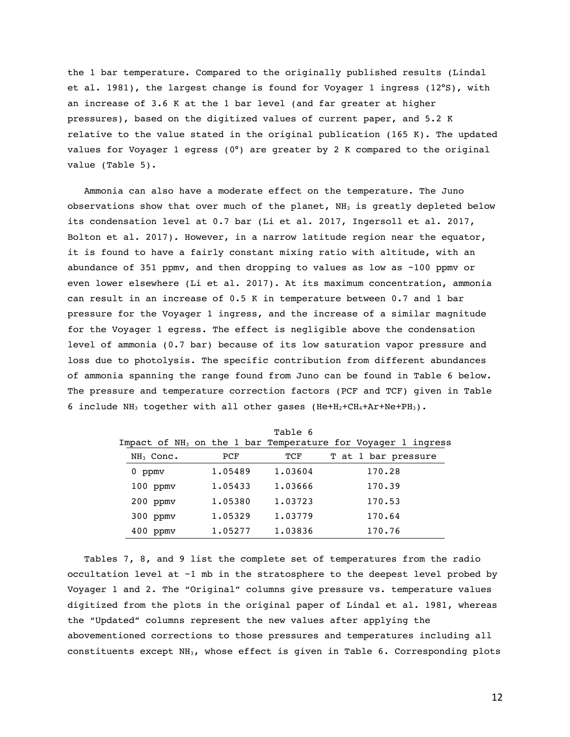the 1 bar temperature. Compared to the originally published results (Lindal et al. 1981), the largest change is found for Voyager 1 ingress (12°S), with an increase of 3.6 K at the 1 bar level (and far greater at higher pressures), based on the digitized values of current paper, and 5.2 K relative to the value stated in the original publication (165 K). The updated values for Voyager 1 egress (0°) are greater by 2 K compared to the original value (Table 5).

Ammonia can also have a moderate effect on the temperature. The Juno observations show that over much of the planet, $NH_3$ is greatly depleted below its condensation level at 0.7 bar (Li et al. 2017, Ingersoll et al. 2017, Bolton et al. 2017). However, in a narrow latitude region near the equator, it is found to have a fairly constant mixing ratio with altitude, with an abundance of 351 ppmv, and then dropping to values as low as ~100 ppmv or even lower elsewhere (Li et al. 2017). At its maximum concentration, ammonia can result in an increase of 0.5 K in temperature between 0.7 and 1 bar pressure for the Voyager 1 ingress, and the increase of a similar magnitude for the Voyager 1 egress. The effect is negligible above the condensation level of ammonia (0.7 bar) because of its low saturation vapor pressure and loss due to photolysis. The specific contribution from different abundances of ammonia spanning the range found from Juno can be found in Table 6 below. The pressure and temperature correction factors (PCF and TCF) given in Table 6 include $NH_3$ together with all other gases ($He+H_2+CH_4+Ar+Ne+PH_3$).

Table 6
Impact of $NH_3$ on the 1 bar Temperature for Voyager 1 ingress

| $NH_3$ Conc. | PCF | TCF | T at 1 bar pressure |
|---|---|---|---|
| 0 ppmv | 1.05489 | 1.03604 | 170.28 |
| 100 ppmv | 1.05433 | 1.03666 | 170.39 |
| 200 ppmv | 1.05380 | 1.03723 | 170.53 |
| 300 ppmv | 1.05329 | 1.03779 | 170.64 |
| 400 ppmv | 1.05277 | 1.03836 | 170.76 |

Tables 7, 8, and 9 list the complete set of temperatures from the radio occultation level at ~1 mb in the stratosphere to the deepest level probed by Voyager 1 and 2. The "Original" columns give pressure vs. temperature values digitized from the plots in the original paper of Lindal et al. 1981, whereas the "Updated" columns represent the new values after applying the abovementioned corrections to those pressures and temperatures including all constituents except $NH_3$, whose effect is given in Table 6. Corresponding plots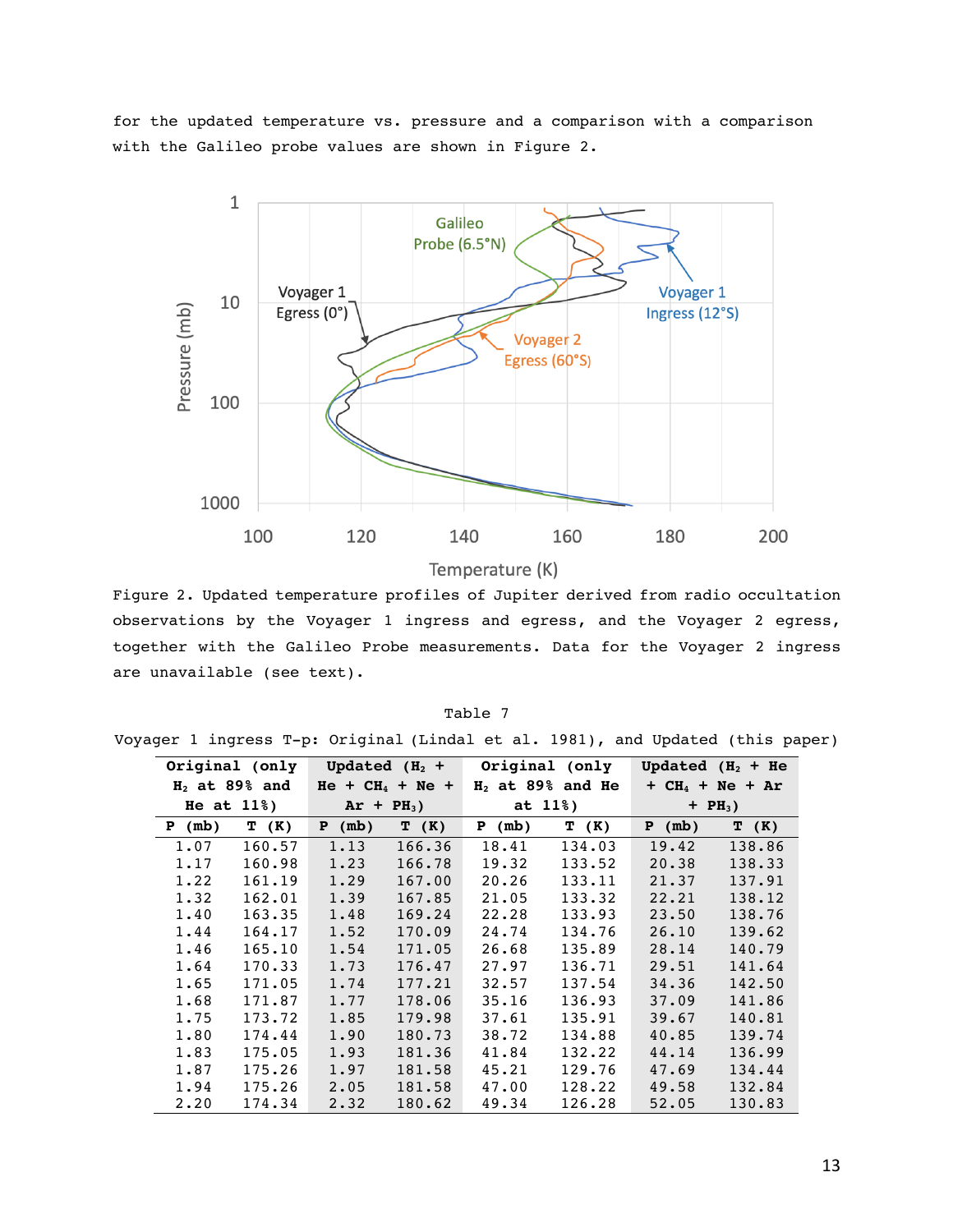for the updated temperature vs. pressure and a comparison with a comparison with the Galileo probe values are shown in Figure 2.

Figure 2. Updated temperature profiles of Jupiter derived from radio occultation observations by the Voyager 1 ingress and egress, and the Voyager 2 egress, together with the Galileo Probe measurements. Data for the Voyager 2 ingress are unavailable (see text).

Table 7

Voyager 1 ingress T-p: Original (Lindal et al. 1981), and Updated (this paper)

| Original (only $H_2$ at 89% and He at 11%) | | Updated ($H_2$ + He + $CH_4$ + Ne + Ar + $PH_3$) | | Original (only $H_2$ at 89% and He at 11%) | | Updated ($H_2$ + He + $CH_4$ + Ne + Ar + $PH_3$) | |
|---|---|---|---|---|---|---|---|
| P (mb) | T (K) | P (mb) | T (K) | P (mb) | T (K) | P (mb) | T (K) |
| 1.07 | 160.57 | 1.13 | 166.36 | 18.41 | 134.03 | 19.42 | 138.86 |
| 1.17 | 160.98 | 1.23 | 166.78 | 19.32 | 133.52 | 20.38 | 138.33 |
| 1.22 | 161.19 | 1.29 | 167.00 | 20.26 | 133.11 | 21.37 | 137.91 |
| 1.32 | 162.01 | 1.39 | 167.85 | 21.05 | 133.32 | 22.21 | 138.12 |
| 1.40 | 163.35 | 1.48 | 169.24 | 22.28 | 133.93 | 23.50 | 138.76 |
| 1.44 | 164.17 | 1.52 | 170.09 | 24.74 | 134.76 | 26.10 | 139.62 |
| 1.46 | 165.10 | 1.54 | 171.05 | 26.68 | 135.89 | 28.14 | 140.79 |
| 1.64 | 170.33 | 1.73 | 176.47 | 27.97 | 136.71 | 29.51 | 141.64 |
| 1.65 | 171.05 | 1.74 | 177.21 | 32.57 | 137.54 | 34.36 | 142.50 |
| 1.68 | 171.87 | 1.77 | 178.06 | 35.16 | 136.93 | 37.09 | 141.86 |
| 1.75 | 173.72 | 1.85 | 179.98 | 37.61 | 135.91 | 39.67 | 140.81 |
| 1.80 | 174.44 | 1.90 | 180.73 | 38.72 | 134.88 | 40.85 | 139.74 |
| 1.83 | 175.05 | 1.93 | 181.36 | 41.84 | 132.22 | 44.14 | 136.99 |
| 1.87 | 175.26 | 1.97 | 181.58 | 45.21 | 129.76 | 47.69 | 134.44 |
| 1.94 | 175.26 | 2.05 | 181.58 | 47.00 | 128.22 | 49.58 | 132.84 |
| 2.20 | 174.34 | 2.32 | 180.62 | 49.34 | 126.28 | 52.05 | 130.83 |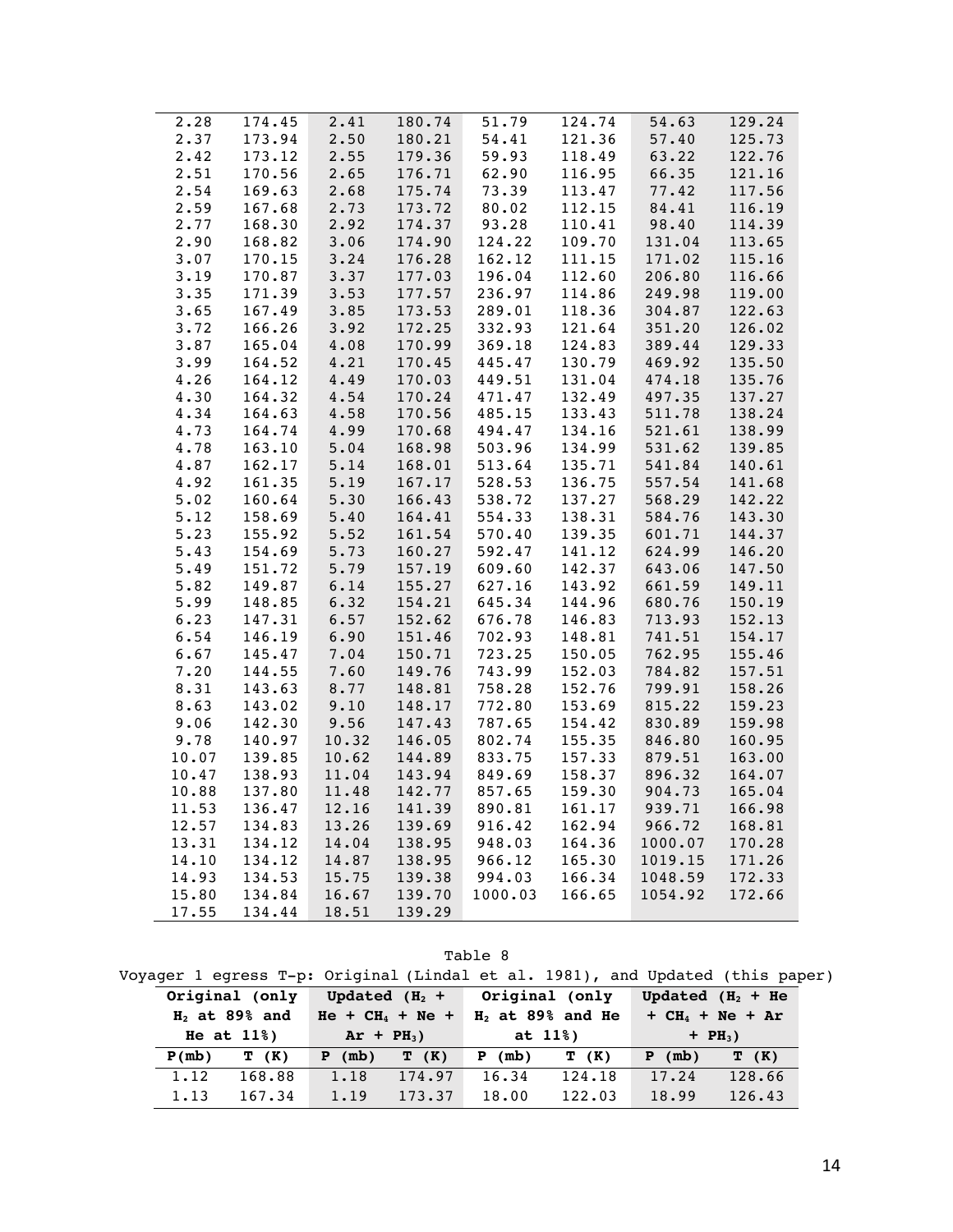| | | | | | | | |
|---|---|---|---|---|---|---|---|
| 2.28 | 174.45 | 2.41 | 180.74 | 51.79 | 124.74 | 54.63 | 129.24 |
| 2.37 | 173.94 | 2.50 | 180.21 | 54.41 | 121.36 | 57.40 | 125.73 |
| 2.42 | 173.12 | 2.55 | 179.36 | 59.93 | 118.49 | 63.22 | 122.76 |
| 2.51 | 170.56 | 2.65 | 176.71 | 62.90 | 116.95 | 66.35 | 121.16 |
| 2.54 | 169.63 | 2.68 | 175.74 | 73.39 | 113.47 | 77.42 | 117.56 |
| 2.59 | 167.68 | 2.73 | 173.72 | 80.02 | 112.15 | 84.41 | 116.19 |
| 2.77 | 168.30 | 2.92 | 174.37 | 93.28 | 110.41 | 98.40 | 114.39 |
| 2.90 | 168.82 | 3.06 | 174.90 | 124.22 | 109.70 | 131.04 | 113.65 |
| 3.07 | 170.15 | 3.24 | 176.28 | 162.12 | 111.15 | 171.02 | 115.16 |
| 3.19 | 170.87 | 3.37 | 177.03 | 196.04 | 112.60 | 206.80 | 116.66 |
| 3.35 | 171.39 | 3.53 | 177.57 | 236.97 | 114.86 | 249.98 | 119.00 |
| 3.65 | 167.49 | 3.85 | 173.53 | 289.01 | 118.36 | 304.87 | 122.63 |
| 3.72 | 166.26 | 3.92 | 172.25 | 332.93 | 121.64 | 351.20 | 126.02 |
| 3.87 | 165.04 | 4.08 | 170.99 | 369.18 | 124.83 | 389.44 | 129.33 |
| 3.99 | 164.52 | 4.21 | 170.45 | 445.47 | 130.79 | 469.92 | 135.50 |
| 4.26 | 164.12 | 4.49 | 170.03 | 449.51 | 131.04 | 474.18 | 135.76 |
| 4.30 | 164.32 | 4.54 | 170.24 | 471.47 | 132.49 | 497.35 | 137.27 |
| 4.34 | 164.63 | 4.58 | 170.56 | 485.15 | 133.43 | 511.78 | 138.24 |
| 4.73 | 164.74 | 4.99 | 170.68 | 494.47 | 134.16 | 521.61 | 138.99 |
| 4.78 | 163.10 | 5.04 | 168.98 | 503.96 | 134.99 | 531.62 | 139.85 |
| 4.87 | 162.17 | 5.14 | 168.01 | 513.64 | 135.71 | 541.84 | 140.61 |
| 4.92 | 161.35 | 5.19 | 167.17 | 528.53 | 136.75 | 557.54 | 141.68 |
| 5.02 | 160.64 | 5.30 | 166.43 | 538.72 | 137.27 | 568.29 | 142.22 |
| 5.12 | 158.69 | 5.40 | 164.41 | 554.33 | 138.31 | 584.76 | 143.30 |
| 5.23 | 155.92 | 5.52 | 161.54 | 570.40 | 139.35 | 601.71 | 144.37 |
| 5.43 | 154.69 | 5.73 | 160.27 | 592.47 | 141.12 | 624.99 | 146.20 |
| 5.49 | 151.72 | 5.79 | 157.19 | 609.60 | 142.37 | 643.06 | 147.50 |
| 5.82 | 149.87 | 6.14 | 155.27 | 627.16 | 143.92 | 661.59 | 149.11 |
| 5.99 | 148.85 | 6.32 | 154.21 | 645.34 | 144.96 | 680.76 | 150.19 |
| 6.23 | 147.31 | 6.57 | 152.62 | 676.78 | 146.83 | 713.93 | 152.13 |
| 6.54 | 146.19 | 6.90 | 151.46 | 702.93 | 148.81 | 741.51 | 154.17 |
| 6.67 | 145.47 | 7.04 | 150.71 | 723.25 | 150.05 | 762.95 | 155.46 |
| 7.20 | 144.55 | 7.60 | 149.76 | 743.99 | 152.03 | 784.82 | 157.51 |
| 8.31 | 143.63 | 8.77 | 148.81 | 758.28 | 152.76 | 799.91 | 158.26 |
| 8.63 | 143.02 | 9.10 | 148.17 | 772.80 | 153.69 | 815.22 | 159.23 |
| 9.06 | 142.30 | 9.56 | 147.43 | 787.65 | 154.42 | 830.89 | 159.98 |
| 9.78 | 140.97 | 10.32 | 146.05 | 802.74 | 155.35 | 846.80 | 160.95 |
| 10.07 | 139.85 | 10.62 | 144.89 | 833.75 | 157.33 | 879.51 | 163.00 |
| 10.47 | 138.93 | 11.04 | 143.94 | 849.69 | 158.37 | 896.32 | 164.07 |
| 10.88 | 137.80 | 11.48 | 142.77 | 857.65 | 159.30 | 904.73 | 165.04 |
| 11.53 | 136.47 | 12.16 | 141.39 | 890.81 | 161.17 | 939.71 | 166.98 |
| 12.57 | 134.83 | 13.26 | 139.69 | 916.42 | 162.94 | 966.72 | 168.81 |
| 13.31 | 134.12 | 14.04 | 138.95 | 948.03 | 164.36 | 1000.07 | 170.28 |
| 14.10 | 134.12 | 14.87 | 138.95 | 966.12 | 165.30 | 1019.15 | 171.26 |
| 14.93 | 134.53 | 15.75 | 139.38 | 994.03 | 166.34 | 1048.59 | 172.33 |
| 15.80 | 134.84 | 16.67 | 139.70 | 1000.03 | 166.65 | 1054.92 | 172.66 |
| 17.55 | 134.44 | 18.51 | 139.29 | | | | |

Table 8

Voyager 1 egress T-p: Original (Lindal et al. 1981), and Updated (this paper)

| Original (only $H_2$ at 89% and He at 11%) | | Updated ($H_2$ + He + $CH_4$ + Ne + Ar + $PH_3$) | | Original (only $H_2$ at 89% and He at 11%) | | Updated ($H_2$ + He + $CH_4$ + Ne + Ar + $PH_3$) | |
|---|---|---|---|---|---|---|---|
| **P(mb)** | **T (K)** | **P (mb)** | **T (K)** | **P (mb)** | **T (K)** | **P (mb)** | **T (K)** |
| 1.12 | 168.88 | 1.18 | 174.97 | 16.34 | 124.18 | 17.24 | 128.66 |
| 1.13 | 167.34 | 1.19 | 173.37 | 18.00 | 122.03 | 18.99 | 126.43 |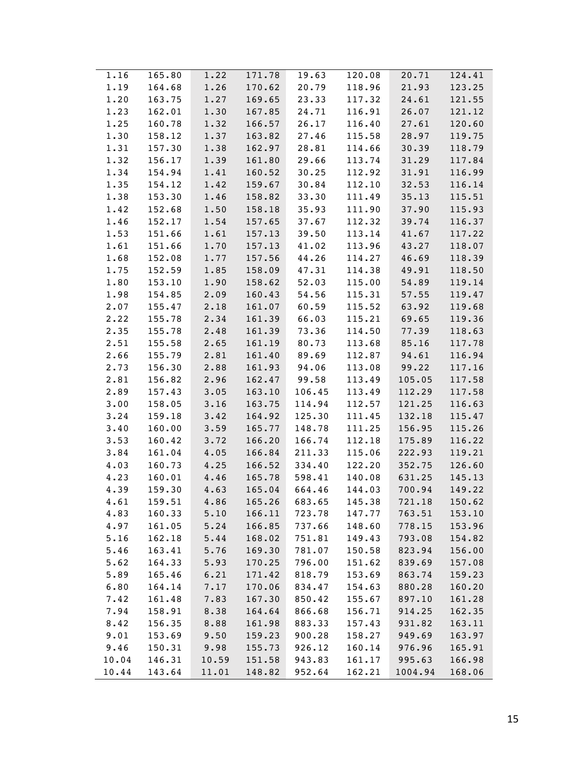| | | | | | | | |
|---|---|---|---|---|---|---|---|
| 1.16 | 165.80 | 1.22 | 171.78 | 19.63 | 120.08 | 20.71 | 124.41 |
| 1.19 | 164.68 | 1.26 | 170.62 | 20.79 | 118.96 | 21.93 | 123.25 |
| 1.20 | 163.75 | 1.27 | 169.65 | 23.33 | 117.32 | 24.61 | 121.55 |
| 1.23 | 162.01 | 1.30 | 167.85 | 24.71 | 116.91 | 26.07 | 121.12 |
| 1.25 | 160.78 | 1.32 | 166.57 | 26.17 | 116.40 | 27.61 | 120.60 |
| 1.30 | 158.12 | 1.37 | 163.82 | 27.46 | 115.58 | 28.97 | 119.75 |
| 1.31 | 157.30 | 1.38 | 162.97 | 28.81 | 114.66 | 30.39 | 118.79 |
| 1.32 | 156.17 | 1.39 | 161.80 | 29.66 | 113.74 | 31.29 | 117.84 |
| 1.34 | 154.94 | 1.41 | 160.52 | 30.25 | 112.92 | 31.91 | 116.99 |
| 1.35 | 154.12 | 1.42 | 159.67 | 30.84 | 112.10 | 32.53 | 116.14 |
| 1.38 | 153.30 | 1.46 | 158.82 | 33.30 | 111.49 | 35.13 | 115.51 |
| 1.42 | 152.68 | 1.50 | 158.18 | 35.93 | 111.90 | 37.90 | 115.93 |
| 1.46 | 152.17 | 1.54 | 157.65 | 37.67 | 112.32 | 39.74 | 116.37 |
| 1.53 | 151.66 | 1.61 | 157.13 | 39.50 | 113.14 | 41.67 | 117.22 |
| 1.61 | 151.66 | 1.70 | 157.13 | 41.02 | 113.96 | 43.27 | 118.07 |
| 1.68 | 152.08 | 1.77 | 157.56 | 44.26 | 114.27 | 46.69 | 118.39 |
| 1.75 | 152.59 | 1.85 | 158.09 | 47.31 | 114.38 | 49.91 | 118.50 |
| 1.80 | 153.10 | 1.90 | 158.62 | 52.03 | 115.00 | 54.89 | 119.14 |
| 1.98 | 154.85 | 2.09 | 160.43 | 54.56 | 115.31 | 57.55 | 119.47 |
| 2.07 | 155.47 | 2.18 | 161.07 | 60.59 | 115.52 | 63.92 | 119.68 |
| 2.22 | 155.78 | 2.34 | 161.39 | 66.03 | 115.21 | 69.65 | 119.36 |
| 2.35 | 155.78 | 2.48 | 161.39 | 73.36 | 114.50 | 77.39 | 118.63 |
| 2.51 | 155.58 | 2.65 | 161.19 | 80.73 | 113.68 | 85.16 | 117.78 |
| 2.66 | 155.79 | 2.81 | 161.40 | 89.69 | 112.87 | 94.61 | 116.94 |
| 2.73 | 156.30 | 2.88 | 161.93 | 94.06 | 113.08 | 99.22 | 117.16 |
| 2.81 | 156.82 | 2.96 | 162.47 | 99.58 | 113.49 | 105.05 | 117.58 |
| 2.89 | 157.43 | 3.05 | 163.10 | 106.45 | 113.49 | 112.29 | 117.58 |
| 3.00 | 158.05 | 3.16 | 163.75 | 114.94 | 112.57 | 121.25 | 116.63 |
| 3.24 | 159.18 | 3.42 | 164.92 | 125.30 | 111.45 | 132.18 | 115.47 |
| 3.40 | 160.00 | 3.59 | 165.77 | 148.78 | 111.25 | 156.95 | 115.26 |
| 3.53 | 160.42 | 3.72 | 166.20 | 166.74 | 112.18 | 175.89 | 116.22 |
| 3.84 | 161.04 | 4.05 | 166.84 | 211.33 | 115.06 | 222.93 | 119.21 |
| 4.03 | 160.73 | 4.25 | 166.52 | 334.40 | 122.20 | 352.75 | 126.60 |
| 4.23 | 160.01 | 4.46 | 165.78 | 598.41 | 140.08 | 631.25 | 145.13 |
| 4.39 | 159.30 | 4.63 | 165.04 | 664.46 | 144.03 | 700.94 | 149.22 |
| 4.61 | 159.51 | 4.86 | 165.26 | 683.65 | 145.38 | 721.18 | 150.62 |
| 4.83 | 160.33 | 5.10 | 166.11 | 723.78 | 147.77 | 763.51 | 153.10 |
| 4.97 | 161.05 | 5.24 | 166.85 | 737.66 | 148.60 | 778.15 | 153.96 |
| 5.16 | 162.18 | 5.44 | 168.02 | 751.81 | 149.43 | 793.08 | 154.82 |
| 5.46 | 163.41 | 5.76 | 169.30 | 781.07 | 150.58 | 823.94 | 156.00 |
| 5.62 | 164.33 | 5.93 | 170.25 | 796.00 | 151.62 | 839.69 | 157.08 |
| 5.89 | 165.46 | 6.21 | 171.42 | 818.79 | 153.69 | 863.74 | 159.23 |
| 6.80 | 164.14 | 7.17 | 170.06 | 834.47 | 154.63 | 880.28 | 160.20 |
| 7.42 | 161.48 | 7.83 | 167.30 | 850.42 | 155.67 | 897.10 | 161.28 |
| 7.94 | 158.91 | 8.38 | 164.64 | 866.68 | 156.71 | 914.25 | 162.35 |
| 8.42 | 156.35 | 8.88 | 161.98 | 883.33 | 157.43 | 931.82 | 163.11 |
| 9.01 | 153.69 | 9.50 | 159.23 | 900.28 | 158.27 | 949.69 | 163.97 |
| 9.46 | 150.31 | 9.98 | 155.73 | 926.12 | 160.14 | 976.96 | 165.91 |
| 10.04 | 146.31 | 10.59 | 151.58 | 943.83 | 161.17 | 995.63 | 166.98 |
| 10.44 | 143.64 | 11.01 | 148.82 | 952.64 | 162.21 | 1004.94 | 168.06 |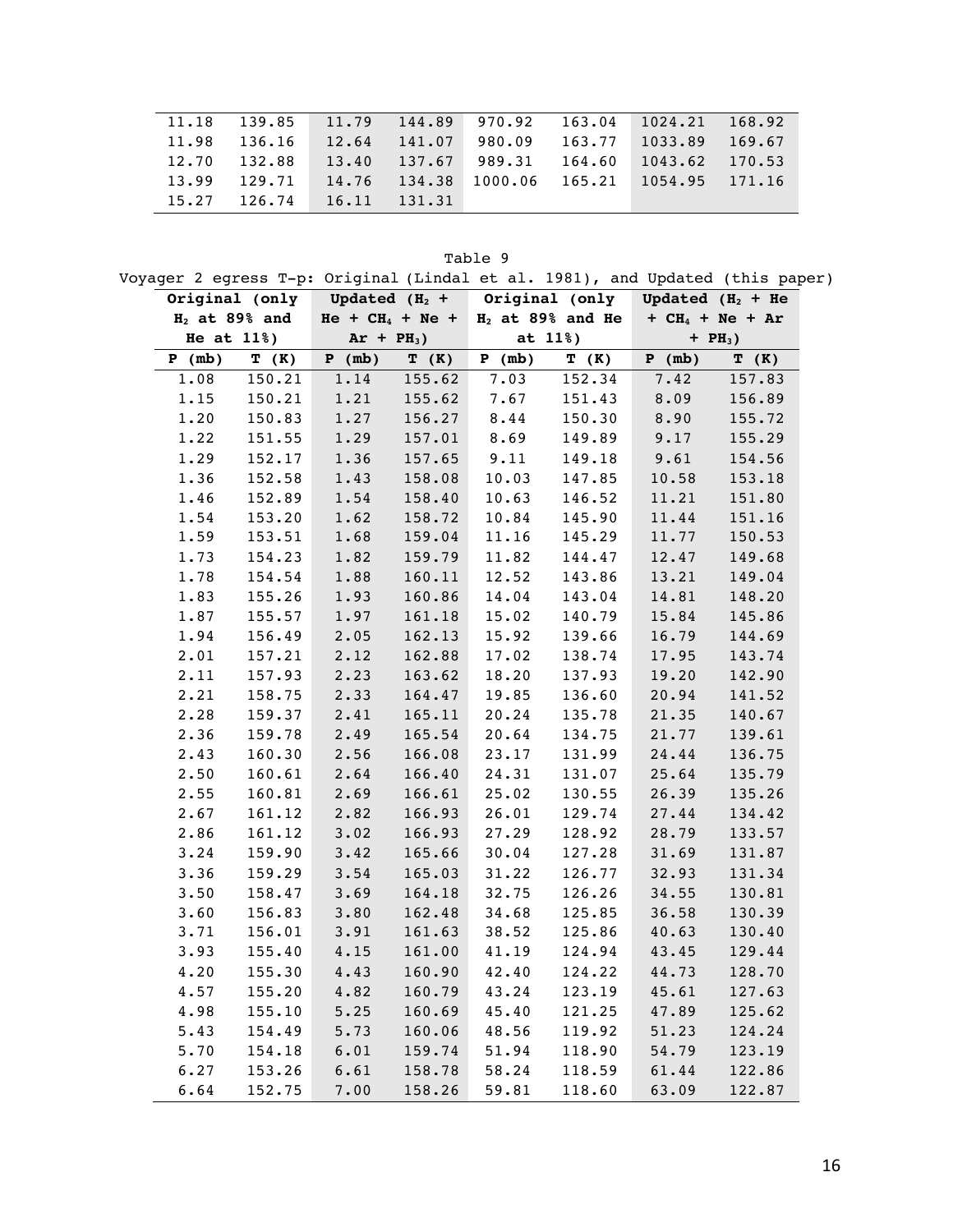| | | | | | | | |
|---|---|---|---|---|---|---|---|
| 11.18 | 139.85 | 11.79 | 144.89 | 970.92 | 163.04 | 1024.21 | 168.92 |
| 11.98 | 136.16 | 12.64 | 141.07 | 980.09 | 163.77 | 1033.89 | 169.67 |
| 12.70 | 132.88 | 13.40 | 137.67 | 989.31 | 164.60 | 1043.62 | 170.53 |
| 13.99 | 129.71 | 14.76 | 134.38 | 1000.06 | 165.21 | 1054.95 | 171.16 |
| 15.27 | 126.74 | 16.11 | 131.31 | | | | |

Table 9

Voyager 2 egress T-p: Original (Lindal et al. 1981), and Updated (this paper)

| Original (only $H_2$ at 89% and He at 11%) | | Updated ($H_2$ + He + $CH_4$ + Ne + Ar + $PH_3$) | | Original (only $H_2$ at 89% and He at 11%) | | Updated ($H_2$ + He + $CH_4$ + Ne + Ar + $PH_3$) | |
|---|---|---|---|---|---|---|---|
| **P (mb)** | **T (K)** | **P (mb)** | **T (K)** | **P (mb)** | **T (K)** | **P (mb)** | **T (K)** |
| 1.08 | 150.21 | 1.14 | 155.62 | 7.03 | 152.34 | 7.42 | 157.83 |
| 1.15 | 150.21 | 1.21 | 155.62 | 7.67 | 151.43 | 8.09 | 156.89 |
| 1.20 | 150.83 | 1.27 | 156.27 | 8.44 | 150.30 | 8.90 | 155.72 |
| 1.22 | 151.55 | 1.29 | 157.01 | 8.69 | 149.89 | 9.17 | 155.29 |
| 1.29 | 152.17 | 1.36 | 157.65 | 9.11 | 149.18 | 9.61 | 154.56 |
| 1.36 | 152.58 | 1.43 | 158.08 | 10.03 | 147.85 | 10.58 | 153.18 |
| 1.46 | 152.89 | 1.54 | 158.40 | 10.63 | 146.52 | 11.21 | 151.80 |
| 1.54 | 153.20 | 1.62 | 158.72 | 10.84 | 145.90 | 11.44 | 151.16 |
| 1.59 | 153.51 | 1.68 | 159.04 | 11.16 | 145.29 | 11.77 | 150.53 |
| 1.73 | 154.23 | 1.82 | 159.79 | 11.82 | 144.47 | 12.47 | 149.68 |
| 1.78 | 154.54 | 1.88 | 160.11 | 12.52 | 143.86 | 13.21 | 149.04 |
| 1.83 | 155.26 | 1.93 | 160.86 | 14.04 | 143.04 | 14.81 | 148.20 |
| 1.87 | 155.57 | 1.97 | 161.18 | 15.02 | 140.79 | 15.84 | 145.86 |
| 1.94 | 156.49 | 2.05 | 162.13 | 15.92 | 139.66 | 16.79 | 144.69 |
| 2.01 | 157.21 | 2.12 | 162.88 | 17.02 | 138.74 | 17.95 | 143.74 |
| 2.11 | 157.93 | 2.23 | 163.62 | 18.20 | 137.93 | 19.20 | 142.90 |
| 2.21 | 158.75 | 2.33 | 164.47 | 19.85 | 136.60 | 20.94 | 141.52 |
| 2.28 | 159.37 | 2.41 | 165.11 | 20.24 | 135.78 | 21.35 | 140.67 |
| 2.36 | 159.78 | 2.49 | 165.54 | 20.64 | 134.75 | 21.77 | 139.61 |
| 2.43 | 160.30 | 2.56 | 166.08 | 23.17 | 131.99 | 24.44 | 136.75 |
| 2.50 | 160.61 | 2.64 | 166.40 | 24.31 | 131.07 | 25.64 | 135.79 |
| 2.55 | 160.81 | 2.69 | 166.61 | 25.02 | 130.55 | 26.39 | 135.26 |
| 2.67 | 161.12 | 2.82 | 166.93 | 26.01 | 129.74 | 27.44 | 134.42 |
| 2.86 | 161.12 | 3.02 | 166.93 | 27.29 | 128.92 | 28.79 | 133.57 |
| 3.24 | 159.90 | 3.42 | 165.66 | 30.04 | 127.28 | 31.69 | 131.87 |
| 3.36 | 159.29 | 3.54 | 165.03 | 31.22 | 126.77 | 32.93 | 131.34 |
| 3.50 | 158.47 | 3.69 | 164.18 | 32.75 | 126.26 | 34.55 | 130.81 |
| 3.60 | 156.83 | 3.80 | 162.48 | 34.68 | 125.85 | 36.58 | 130.39 |
| 3.71 | 156.01 | 3.91 | 161.63 | 38.52 | 125.86 | 40.63 | 130.40 |
| 3.93 | 155.40 | 4.15 | 161.00 | 41.19 | 124.94 | 43.45 | 129.44 |
| 4.20 | 155.30 | 4.43 | 160.90 | 42.40 | 124.22 | 44.73 | 128.70 |
| 4.57 | 155.20 | 4.82 | 160.79 | 43.24 | 123.19 | 45.61 | 127.63 |
| 4.98 | 155.10 | 5.25 | 160.69 | 45.40 | 121.25 | 47.89 | 125.62 |
| 5.43 | 154.49 | 5.73 | 160.06 | 48.56 | 119.92 | 51.23 | 124.24 |
| 5.70 | 154.18 | 6.01 | 159.74 | 51.94 | 118.90 | 54.79 | 123.19 |
| 6.27 | 153.26 | 6.61 | 158.78 | 58.24 | 118.59 | 61.44 | 122.86 |
| 6.64 | 152.75 | 7.00 | 158.26 | 59.81 | 118.60 | 63.09 | 122.87 |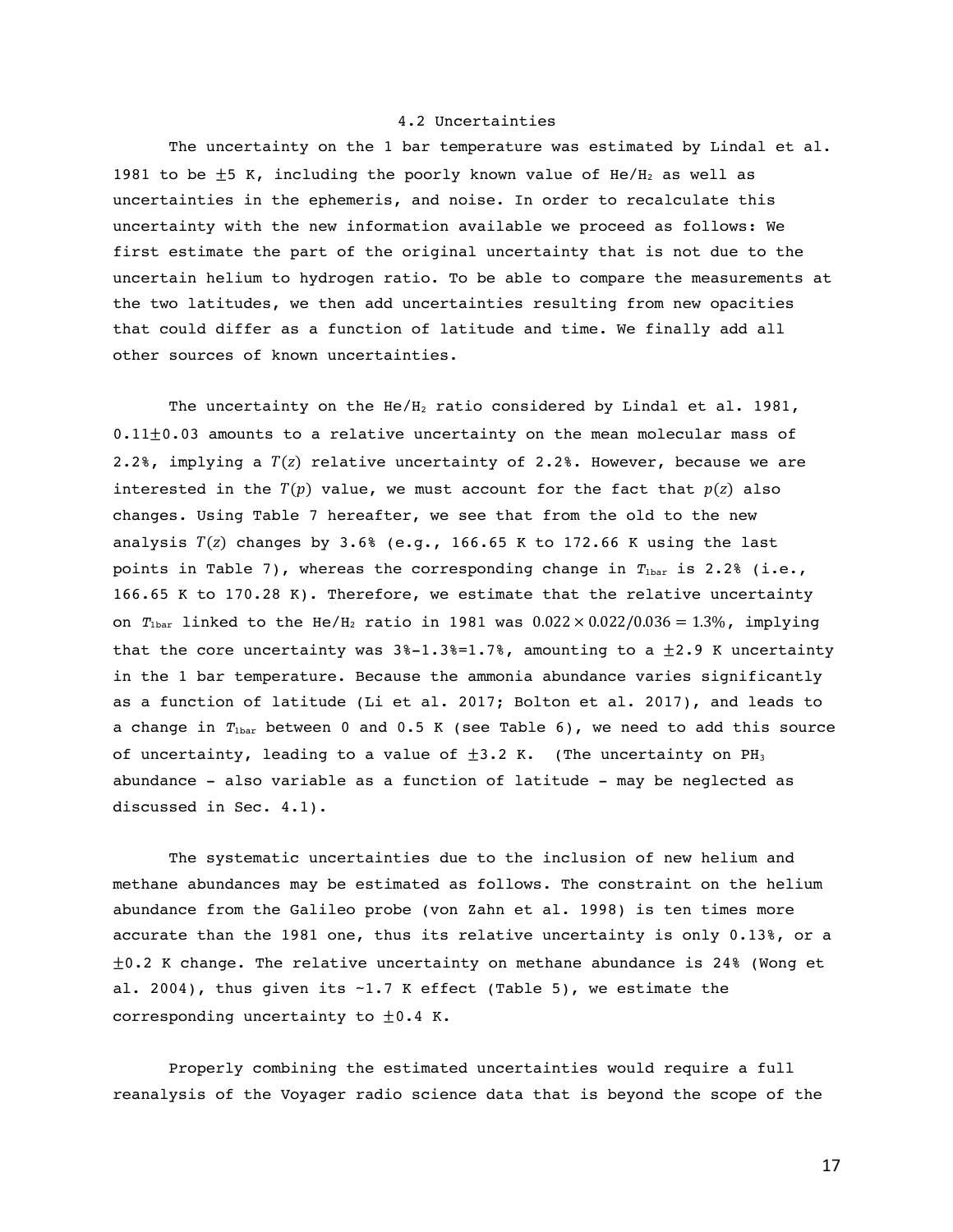### 4.2 Uncertainties

The uncertainty on the 1 bar temperature was estimated by Lindal et al. 1981 to be ±5 K, including the poorly known value of $He/H_2$ as well as uncertainties in the ephemeris, and noise. In order to recalculate this uncertainty with the new information available we proceed as follows: We first estimate the part of the original uncertainty that is not due to the uncertain helium to hydrogen ratio. To be able to compare the measurements at the two latitudes, we then add uncertainties resulting from new opacities that could differ as a function of latitude and time. We finally add all other sources of known uncertainties.

The uncertainty on the $He/H_2$ ratio considered by Lindal et al. 1981, 0.11±0.03 amounts to a relative uncertainty on the mean molecular mass of 2.2%, implying a $T(z)$ relative uncertainty of 2.2%. However, because we are interested in the $T(p)$ value, we must account for the fact that $p(z)$ also changes. Using Table 7 hereafter, we see that from the old to the new analysis $T(z)$ changes by 3.6% (e.g., 166.65 K to 172.66 K using the last points in Table 7), whereas the corresponding change in $T_{1bar}$ is 2.2% (i.e., 166.65 K to 170.28 K). Therefore, we estimate that the relative uncertainty on $T_{1bar}$ linked to the $He/H_2$ ratio in 1981 was $0.022 \times 0.022 / 0.036 = 1.3\%$, implying that the core uncertainty was 3%-1.3%=1.7%, amounting to a ±2.9 K uncertainty in the 1 bar temperature. Because the ammonia abundance varies significantly as a function of latitude (Li et al. 2017; Bolton et al. 2017), and leads to a change in $T_{1bar}$ between 0 and 0.5 K (see Table 6), we need to add this source of uncertainty, leading to a value of ±3.2 K. (The uncertainty on $PH_3$ abundance - also variable as a function of latitude - may be neglected as discussed in Sec. 4.1).

The systematic uncertainties due to the inclusion of new helium and methane abundances may be estimated as follows. The constraint on the helium abundance from the Galileo probe (von Zahn et al. 1998) is ten times more accurate than the 1981 one, thus its relative uncertainty is only 0.13%, or a ±0.2 K change. The relative uncertainty on methane abundance is 24% (Wong et al. 2004), thus given its ~1.7 K effect (Table 5), we estimate the corresponding uncertainty to ±0.4 K.

Properly combining the estimated uncertainties would require a full reanalysis of the Voyager radio science data that is beyond the scope of the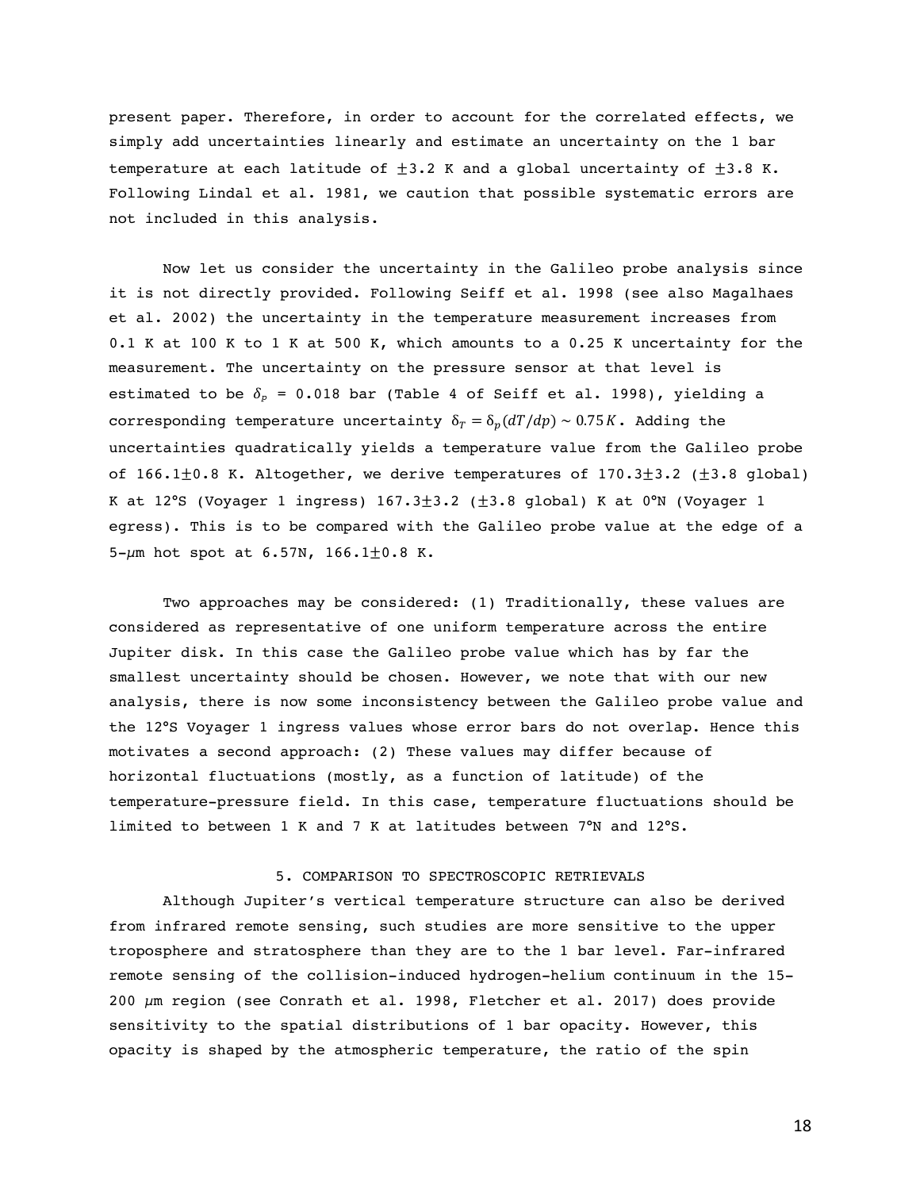present paper. Therefore, in order to account for the correlated effects, we simply add uncertainties linearly and estimate an uncertainty on the 1 bar temperature at each latitude of $\pm 3.2$ K and a global uncertainty of $\pm 3.8$ K. Following Lindal et al. 1981, we caution that possible systematic errors are not included in this analysis.

Now let us consider the uncertainty in the Galileo probe analysis since it is not directly provided. Following Seiff et al. 1998 (see also Magalhaes et al. 2002) the uncertainty in the temperature measurement increases from 0.1 K at 100 K to 1 K at 500 K, which amounts to a 0.25 K uncertainty for the measurement. The uncertainty on the pressure sensor at that level is estimated to be $\delta_p$ = 0.018 bar (Table 4 of Seiff et al. 1998), yielding a corresponding temperature uncertainty $\delta_T = \delta_p(dT/dp) \sim 0.75\,K$. Adding the uncertainties quadratically yields a temperature value from the Galileo probe of 166.1$\pm$0.8 K. Altogether, we derive temperatures of 170.3$\pm$3.2 ($\pm$3.8 global) K at 12°S (Voyager 1 ingress) 167.3$\pm$3.2 ($\pm$3.8 global) K at 0°N (Voyager 1 egress). This is to be compared with the Galileo probe value at the edge of a 5-$\mu$m hot spot at 6.57N, 166.1$\pm$0.8 K.

Two approaches may be considered: (1) Traditionally, these values are considered as representative of one uniform temperature across the entire Jupiter disk. In this case the Galileo probe value which has by far the smallest uncertainty should be chosen. However, we note that with our new analysis, there is now some inconsistency between the Galileo probe value and the 12°S Voyager 1 ingress values whose error bars do not overlap. Hence this motivates a second approach: (2) These values may differ because of horizontal fluctuations (mostly, as a function of latitude) of the temperature-pressure field. In this case, temperature fluctuations should be limited to between 1 K and 7 K at latitudes between 7°N and 12°S.

## 5. COMPARISON TO SPECTROSCOPIC RETRIEVALS

Although Jupiter's vertical temperature structure can also be derived from infrared remote sensing, such studies are more sensitive to the upper troposphere and stratosphere than they are to the 1 bar level. Far-infrared remote sensing of the collision-induced hydrogen-helium continuum in the 15-200 $\mu$m region (see Conrath et al. 1998, Fletcher et al. 2017) does provide sensitivity to the spatial distributions of 1 bar opacity. However, this opacity is shaped by the atmospheric temperature, the ratio of the spin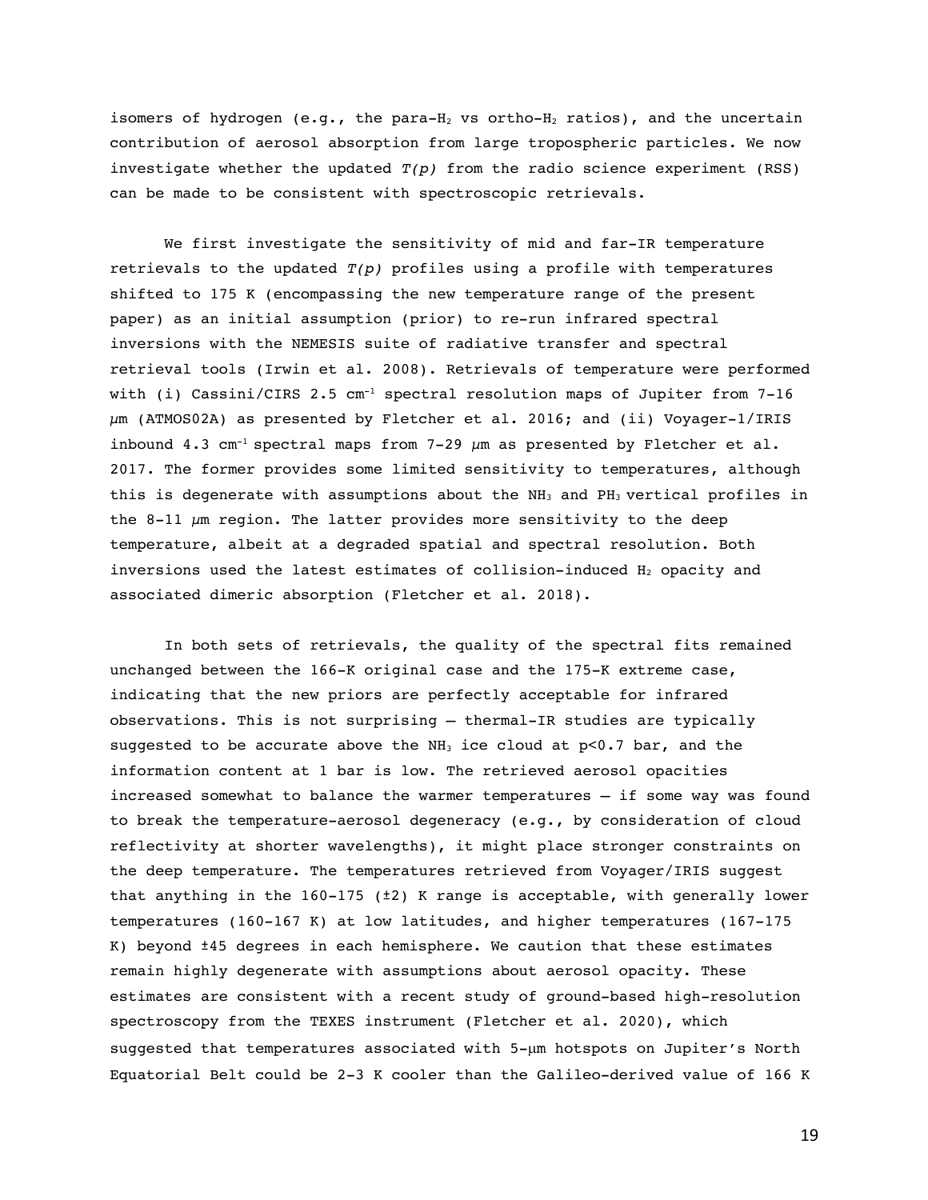isomers of hydrogen (e.g., the para-$H_2$ vs ortho-$H_2$ ratios), and the uncertain contribution of aerosol absorption from large tropospheric particles. We now investigate whether the updated *T(p)* from the radio science experiment (RSS) can be made to be consistent with spectroscopic retrievals.

We first investigate the sensitivity of mid and far-IR temperature retrievals to the updated *T(p)* profiles using a profile with temperatures shifted to 175 K (encompassing the new temperature range of the present paper) as an initial assumption (prior) to re-run infrared spectral inversions with the NEMESIS suite of radiative transfer and spectral retrieval tools (Irwin et al. 2008). Retrievals of temperature were performed with (i) Cassini/CIRS 2.5 $cm^{-1}$ spectral resolution maps of Jupiter from 7-16 $\mu$m (ATMOS02A) as presented by Fletcher et al. 2016; and (ii) Voyager-1/IRIS inbound 4.3 $cm^{-1}$ spectral maps from 7-29 $\mu$m as presented by Fletcher et al. 2017. The former provides some limited sensitivity to temperatures, although this is degenerate with assumptions about the $NH_3$ and $PH_3$ vertical profiles in the 8-11 $\mu$m region. The latter provides more sensitivity to the deep temperature, albeit at a degraded spatial and spectral resolution. Both inversions used the latest estimates of collision-induced $H_2$ opacity and associated dimeric absorption (Fletcher et al. 2018).

In both sets of retrievals, the quality of the spectral fits remained unchanged between the 166-K original case and the 175-K extreme case, indicating that the new priors are perfectly acceptable for infrared observations. This is not surprising – thermal-IR studies are typically suggested to be accurate above the $NH_3$ ice cloud at $p<0.7$ bar, and the information content at 1 bar is low. The retrieved aerosol opacities increased somewhat to balance the warmer temperatures – if some way was found to break the temperature-aerosol degeneracy (e.g., by consideration of cloud reflectivity at shorter wavelengths), it might place stronger constraints on the deep temperature. The temperatures retrieved from Voyager/IRIS suggest that anything in the 160-175 ($\pm$2) K range is acceptable, with generally lower temperatures (160-167 K) at low latitudes, and higher temperatures (167-175 K) beyond $\pm$45 degrees in each hemisphere. We caution that these estimates remain highly degenerate with assumptions about aerosol opacity. These estimates are consistent with a recent study of ground-based high-resolution spectroscopy from the TEXES instrument (Fletcher et al. 2020), which suggested that temperatures associated with 5-$\mu$m hotspots on Jupiter's North Equatorial Belt could be 2-3 K cooler than the Galileo-derived value of 166 K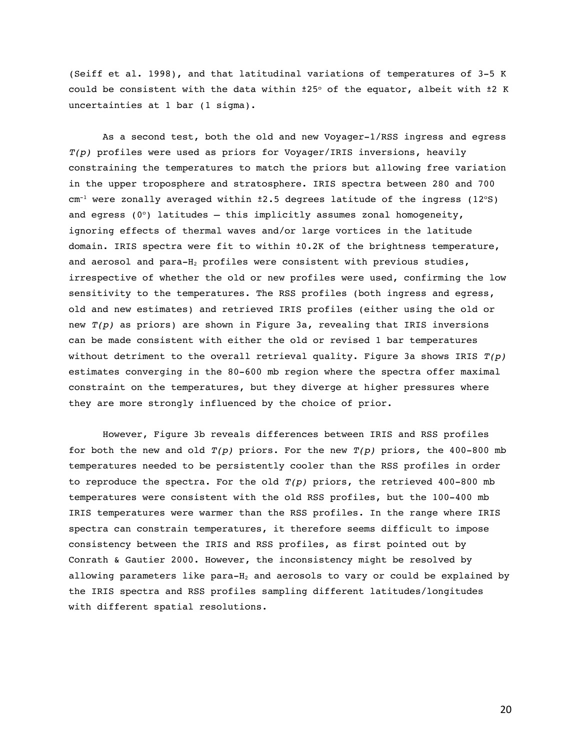(Seiff et al. 1998), and that latitudinal variations of temperatures of 3-5 K could be consistent with the data within ±25° of the equator, albeit with ±2 K uncertainties at 1 bar (1 sigma).

As a second test, both the old and new Voyager-1/RSS ingress and egress *T(p)* profiles were used as priors for Voyager/IRIS inversions, heavily constraining the temperatures to match the priors but allowing free variation in the upper troposphere and stratosphere. IRIS spectra between 280 and 700 $cm^{-1}$ were zonally averaged within ±2.5 degrees latitude of the ingress (12°S) and egress (0°) latitudes – this implicitly assumes zonal homogeneity, ignoring effects of thermal waves and/or large vortices in the latitude domain. IRIS spectra were fit to within ±0.2K of the brightness temperature, and aerosol and para-$H_2$ profiles were consistent with previous studies, irrespective of whether the old or new profiles were used, confirming the low sensitivity to the temperatures. The RSS profiles (both ingress and egress, old and new estimates) and retrieved IRIS profiles (either using the old or new *T(p)* as priors) are shown in Figure 3a, revealing that IRIS inversions can be made consistent with either the old or revised 1 bar temperatures without detriment to the overall retrieval quality. Figure 3a shows IRIS *T(p)* estimates converging in the 80-600 mb region where the spectra offer maximal constraint on the temperatures, but they diverge at higher pressures where they are more strongly influenced by the choice of prior.

However, Figure 3b reveals differences between IRIS and RSS profiles for both the new and old *T(p)* priors. For the new *T(p)* priors, the 400-800 mb temperatures needed to be persistently cooler than the RSS profiles in order to reproduce the spectra. For the old *T(p)* priors, the retrieved 400-800 mb temperatures were consistent with the old RSS profiles, but the 100-400 mb IRIS temperatures were warmer than the RSS profiles. In the range where IRIS spectra can constrain temperatures, it therefore seems difficult to impose consistency between the IRIS and RSS profiles, as first pointed out by Conrath & Gautier 2000. However, the inconsistency might be resolved by allowing parameters like para-$H_2$ and aerosols to vary or could be explained by the IRIS spectra and RSS profiles sampling different latitudes/longitudes with different spatial resolutions.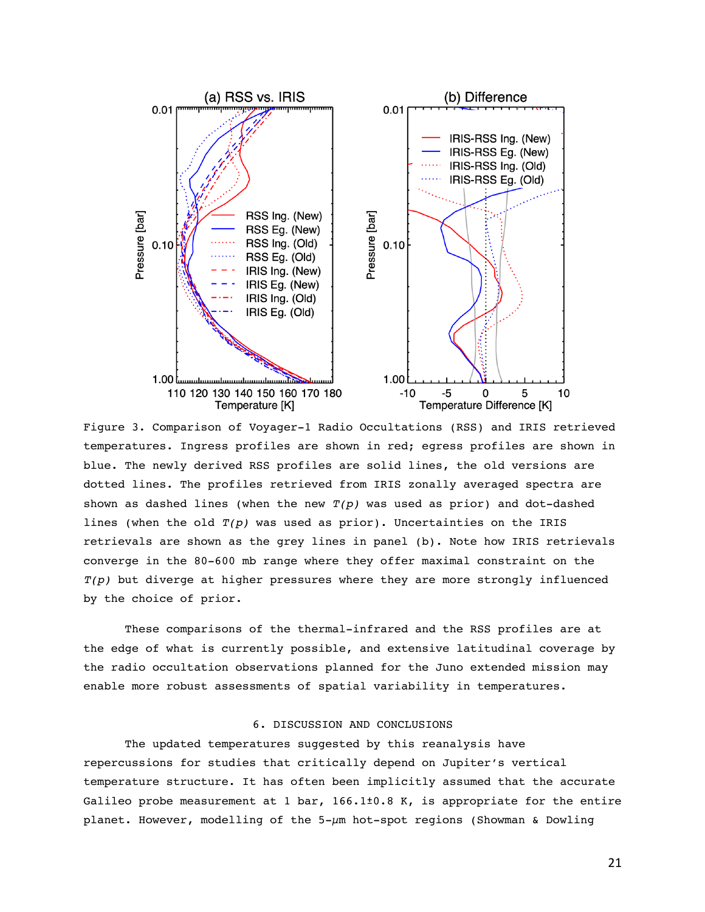Figure 3. Comparison of Voyager-1 Radio Occultations (RSS) and IRIS retrieved temperatures. Ingress profiles are shown in red; egress profiles are shown in blue. The newly derived RSS profiles are solid lines, the old versions are dotted lines. The profiles retrieved from IRIS zonally averaged spectra are shown as dashed lines (when the new *T(p)* was used as prior) and dot-dashed lines (when the old *T(p)* was used as prior). Uncertainties on the IRIS retrievals are shown as the grey lines in panel (b). Note how IRIS retrievals converge in the 80-600 mb range where they offer maximal constraint on the *T(p)* but diverge at higher pressures where they are more strongly influenced by the choice of prior.

These comparisons of the thermal-infrared and the RSS profiles are at the edge of what is currently possible, and extensive latitudinal coverage by the radio occultation observations planned for the Juno extended mission may enable more robust assessments of spatial variability in temperatures.

## 6. DISCUSSION AND CONCLUSIONS

The updated temperatures suggested by this reanalysis have repercussions for studies that critically depend on Jupiter's vertical temperature structure. It has often been implicitly assumed that the accurate Galileo probe measurement at 1 bar, 166.1±0.8 K, is appropriate for the entire planet. However, modelling of the 5-μm hot-spot regions (Showman & Dowling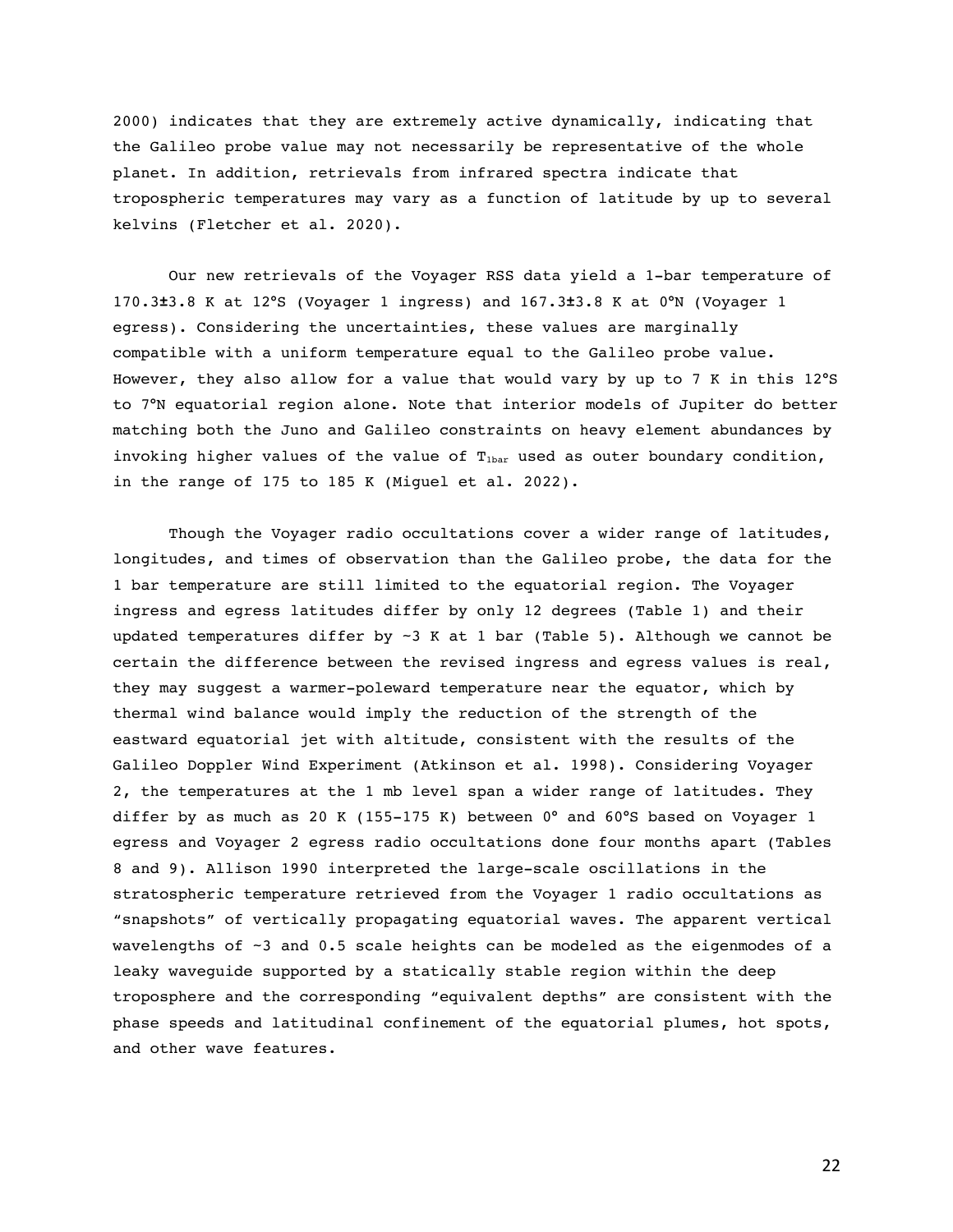2000) indicates that they are extremely active dynamically, indicating that the Galileo probe value may not necessarily be representative of the whole planet. In addition, retrievals from infrared spectra indicate that tropospheric temperatures may vary as a function of latitude by up to several kelvins (Fletcher et al. 2020).

Our new retrievals of the Voyager RSS data yield a 1-bar temperature of 170.3±3.8 K at 12°S (Voyager 1 ingress) and 167.3±3.8 K at 0°N (Voyager 1 egress). Considering the uncertainties, these values are marginally compatible with a uniform temperature equal to the Galileo probe value. However, they also allow for a value that would vary by up to 7 K in this 12°S to 7°N equatorial region alone. Note that interior models of Jupiter do better matching both the Juno and Galileo constraints on heavy element abundances by invoking higher values of the value of $T_{1bar}$ used as outer boundary condition, in the range of 175 to 185 K (Miguel et al. 2022).

Though the Voyager radio occultations cover a wider range of latitudes, longitudes, and times of observation than the Galileo probe, the data for the 1 bar temperature are still limited to the equatorial region. The Voyager ingress and egress latitudes differ by only 12 degrees (Table 1) and their updated temperatures differ by ~3 K at 1 bar (Table 5). Although we cannot be certain the difference between the revised ingress and egress values is real, they may suggest a warmer-poleward temperature near the equator, which by thermal wind balance would imply the reduction of the strength of the eastward equatorial jet with altitude, consistent with the results of the Galileo Doppler Wind Experiment (Atkinson et al. 1998). Considering Voyager 2, the temperatures at the 1 mb level span a wider range of latitudes. They differ by as much as 20 K (155-175 K) between 0° and 60°S based on Voyager 1 egress and Voyager 2 egress radio occultations done four months apart (Tables 8 and 9). Allison 1990 interpreted the large-scale oscillations in the stratospheric temperature retrieved from the Voyager 1 radio occultations as "snapshots" of vertically propagating equatorial waves. The apparent vertical wavelengths of ~3 and 0.5 scale heights can be modeled as the eigenmodes of a leaky waveguide supported by a statically stable region within the deep troposphere and the corresponding "equivalent depths" are consistent with the phase speeds and latitudinal confinement of the equatorial plumes, hot spots, and other wave features.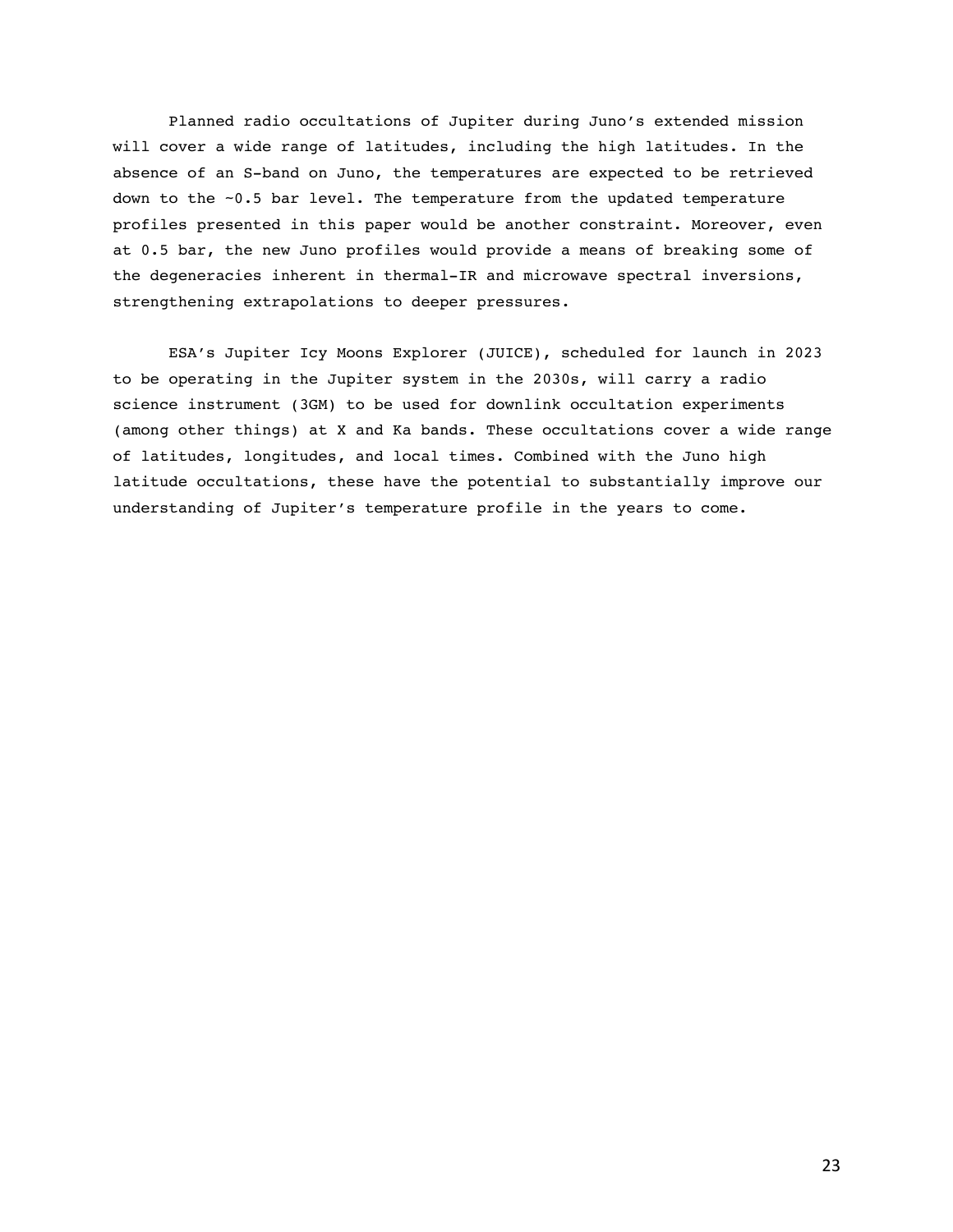Planned radio occultations of Jupiter during Juno's extended mission will cover a wide range of latitudes, including the high latitudes. In the absence of an S-band on Juno, the temperatures are expected to be retrieved down to the ~0.5 bar level. The temperature from the updated temperature profiles presented in this paper would be another constraint. Moreover, even at 0.5 bar, the new Juno profiles would provide a means of breaking some of the degeneracies inherent in thermal-IR and microwave spectral inversions, strengthening extrapolations to deeper pressures.

ESA's Jupiter Icy Moons Explorer (JUICE), scheduled for launch in 2023 to be operating in the Jupiter system in the 2030s, will carry a radio science instrument (3GM) to be used for downlink occultation experiments (among other things) at X and Ka bands. These occultations cover a wide range of latitudes, longitudes, and local times. Combined with the Juno high latitude occultations, these have the potential to substantially improve our understanding of Jupiter's temperature profile in the years to come.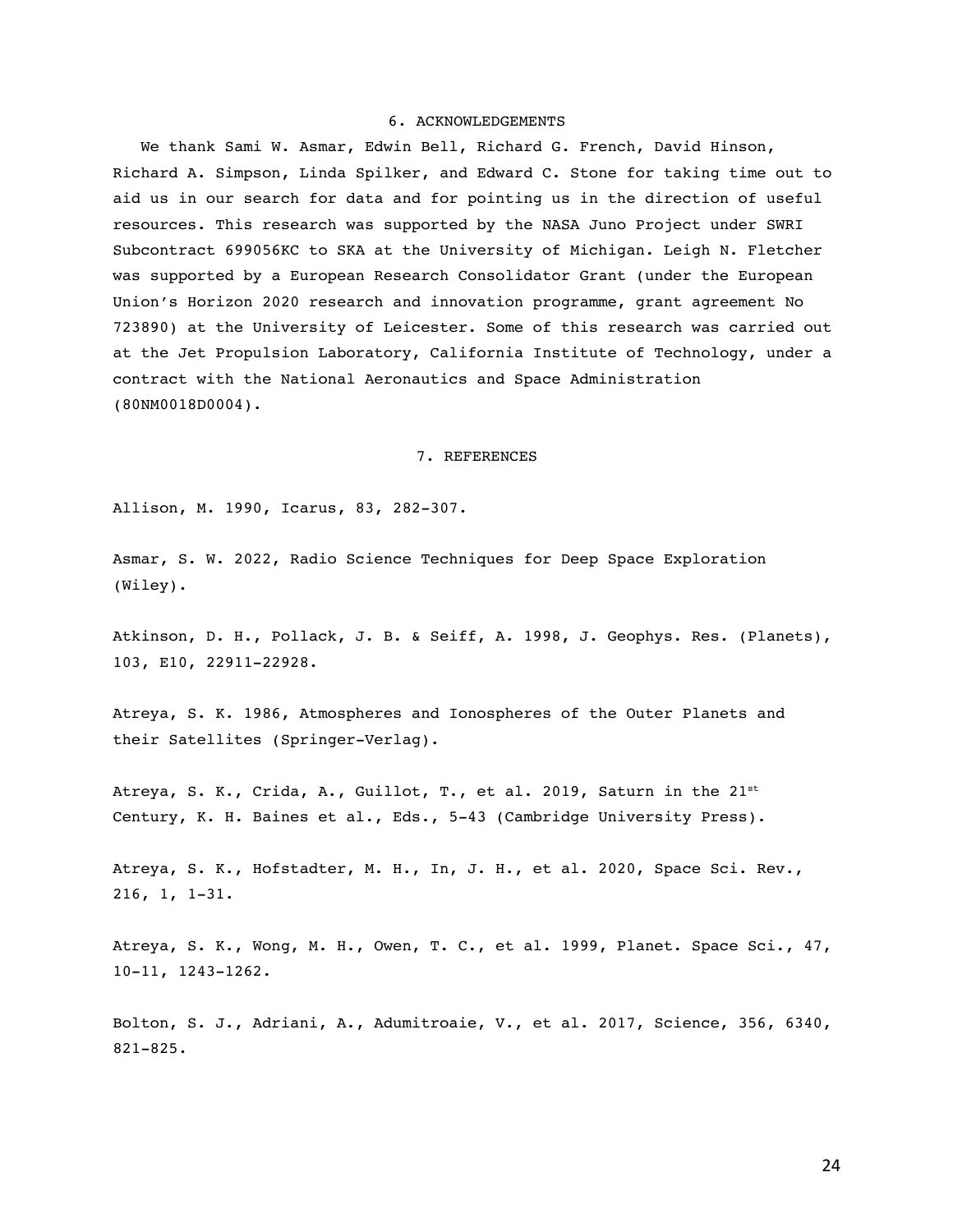## 6. ACKNOWLEDGEMENTS

We thank Sami W. Asmar, Edwin Bell, Richard G. French, David Hinson, Richard A. Simpson, Linda Spilker, and Edward C. Stone for taking time out to aid us in our search for data and for pointing us in the direction of useful resources. This research was supported by the NASA Juno Project under SWRI Subcontract 699056KC to SKA at the University of Michigan. Leigh N. Fletcher was supported by a European Research Consolidator Grant (under the European Union's Horizon 2020 research and innovation programme, grant agreement No 723890) at the University of Leicester. Some of this research was carried out at the Jet Propulsion Laboratory, California Institute of Technology, under a contract with the National Aeronautics and Space Administration (80NM0018D0004).

## 7. REFERENCES

Allison, M. 1990, Icarus, 83, 282-307.

Asmar, S. W. 2022, Radio Science Techniques for Deep Space Exploration (Wiley).

Atkinson, D. H., Pollack, J. B. & Seiff, A. 1998, J. Geophys. Res. (Planets), 103, E10, 22911-22928.

Atreya, S. K. 1986, Atmospheres and Ionospheres of the Outer Planets and their Satellites (Springer-Verlag).

Atreya, S. K., Crida, A., Guillot, T., et al. 2019, Saturn in the 21st Century, K. H. Baines et al., Eds., 5-43 (Cambridge University Press).

Atreya, S. K., Hofstadter, M. H., In, J. H., et al. 2020, Space Sci. Rev., 216, 1, 1-31.

Atreya, S. K., Wong, M. H., Owen, T. C., et al. 1999, Planet. Space Sci., 47, 10-11, 1243-1262.

Bolton, S. J., Adriani, A., Adumitroaie, V., et al. 2017, Science, 356, 6340, 821-825.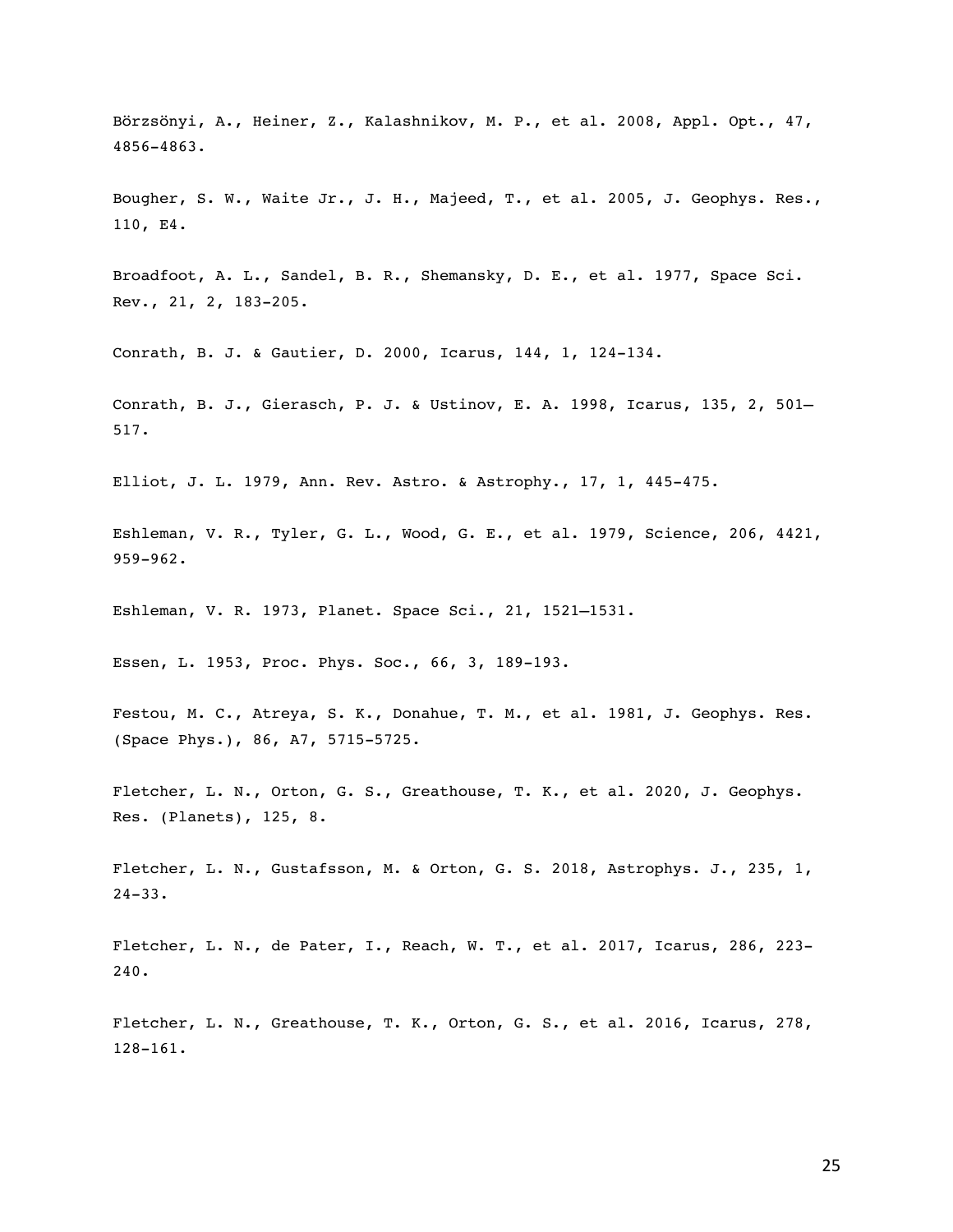Börzsönyi, A., Heiner, Z., Kalashnikov, M. P., et al. 2008, Appl. Opt., 47, 4856-4863.

Bougher, S. W., Waite Jr., J. H., Majeed, T., et al. 2005, J. Geophys. Res., 110, E4.

Broadfoot, A. L., Sandel, B. R., Shemansky, D. E., et al. 1977, Space Sci. Rev., 21, 2, 183-205.

Conrath, B. J. & Gautier, D. 2000, Icarus, 144, 1, 124-134.

Conrath, B. J., Gierasch, P. J. & Ustinov, E. A. 1998, Icarus, 135, 2, 501–517.

Elliot, J. L. 1979, Ann. Rev. Astro. & Astrophy., 17, 1, 445-475.

Eshleman, V. R., Tyler, G. L., Wood, G. E., et al. 1979, Science, 206, 4421, 959-962.

Eshleman, V. R. 1973, Planet. Space Sci., 21, 1521–1531.

Essen, L. 1953, Proc. Phys. Soc., 66, 3, 189-193.

Festou, M. C., Atreya, S. K., Donahue, T. M., et al. 1981, J. Geophys. Res. (Space Phys.), 86, A7, 5715-5725.

Fletcher, L. N., Orton, G. S., Greathouse, T. K., et al. 2020, J. Geophys. Res. (Planets), 125, 8.

Fletcher, L. N., Gustafsson, M. & Orton, G. S. 2018, Astrophys. J., 235, 1, 24-33.

Fletcher, L. N., de Pater, I., Reach, W. T., et al. 2017, Icarus, 286, 223-240.

Fletcher, L. N., Greathouse, T. K., Orton, G. S., et al. 2016, Icarus, 278, 128-161.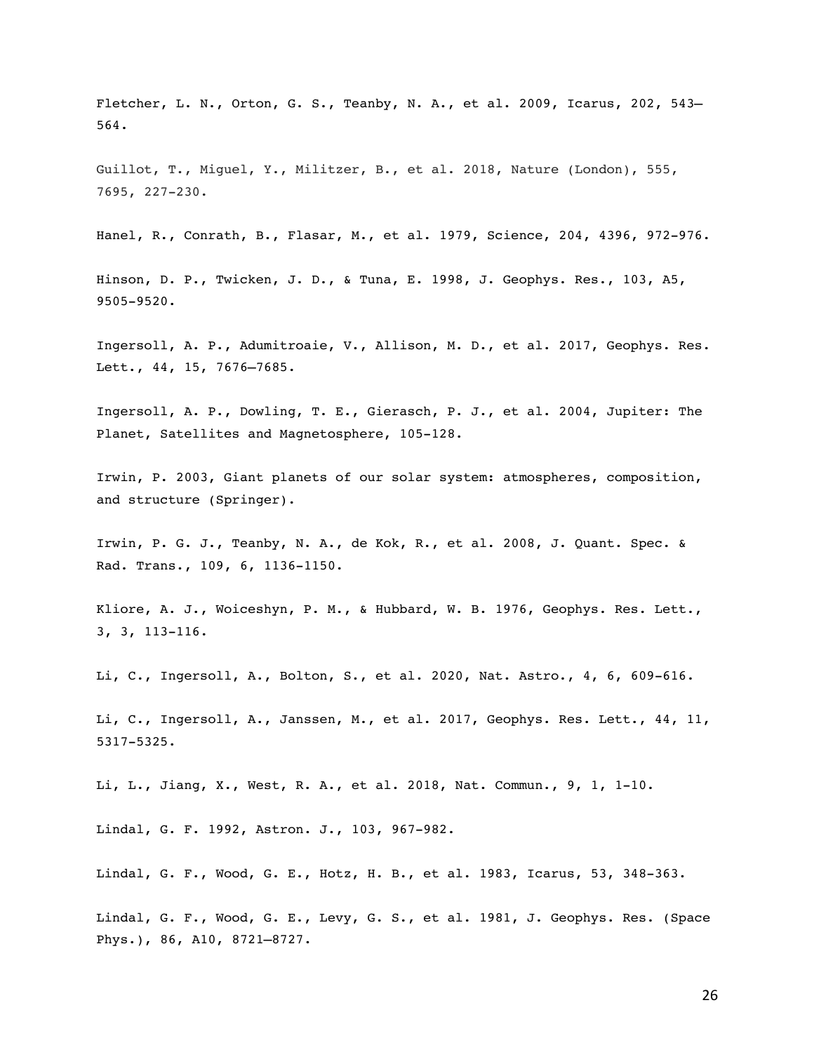Fletcher, L. N., Orton, G. S., Teanby, N. A., et al. 2009, Icarus, 202, 543–564.

Guillot, T., Miguel, Y., Militzer, B., et al. 2018, Nature (London), 555, 7695, 227-230.

Hanel, R., Conrath, B., Flasar, M., et al. 1979, Science, 204, 4396, 972-976.

Hinson, D. P., Twicken, J. D., & Tuna, E. 1998, J. Geophys. Res., 103, A5, 9505-9520.

Ingersoll, A. P., Adumitroaie, V., Allison, M. D., et al. 2017, Geophys. Res. Lett., 44, 15, 7676–7685.

Ingersoll, A. P., Dowling, T. E., Gierasch, P. J., et al. 2004, Jupiter: The Planet, Satellites and Magnetosphere, 105-128.

Irwin, P. 2003, Giant planets of our solar system: atmospheres, composition, and structure (Springer).

Irwin, P. G. J., Teanby, N. A., de Kok, R., et al. 2008, J. Quant. Spec. & Rad. Trans., 109, 6, 1136-1150.

Kliore, A. J., Woiceshyn, P. M., & Hubbard, W. B. 1976, Geophys. Res. Lett., 3, 3, 113-116.

Li, C., Ingersoll, A., Bolton, S., et al. 2020, Nat. Astro., 4, 6, 609-616.

Li, C., Ingersoll, A., Janssen, M., et al. 2017, Geophys. Res. Lett., 44, 11, 5317-5325.

Li, L., Jiang, X., West, R. A., et al. 2018, Nat. Commun., 9, 1, 1-10.

Lindal, G. F. 1992, Astron. J., 103, 967-982.

Lindal, G. F., Wood, G. E., Hotz, H. B., et al. 1983, Icarus, 53, 348-363.

Lindal, G. F., Wood, G. E., Levy, G. S., et al. 1981, J. Geophys. Res. (Space Phys.), 86, A10, 8721–8727.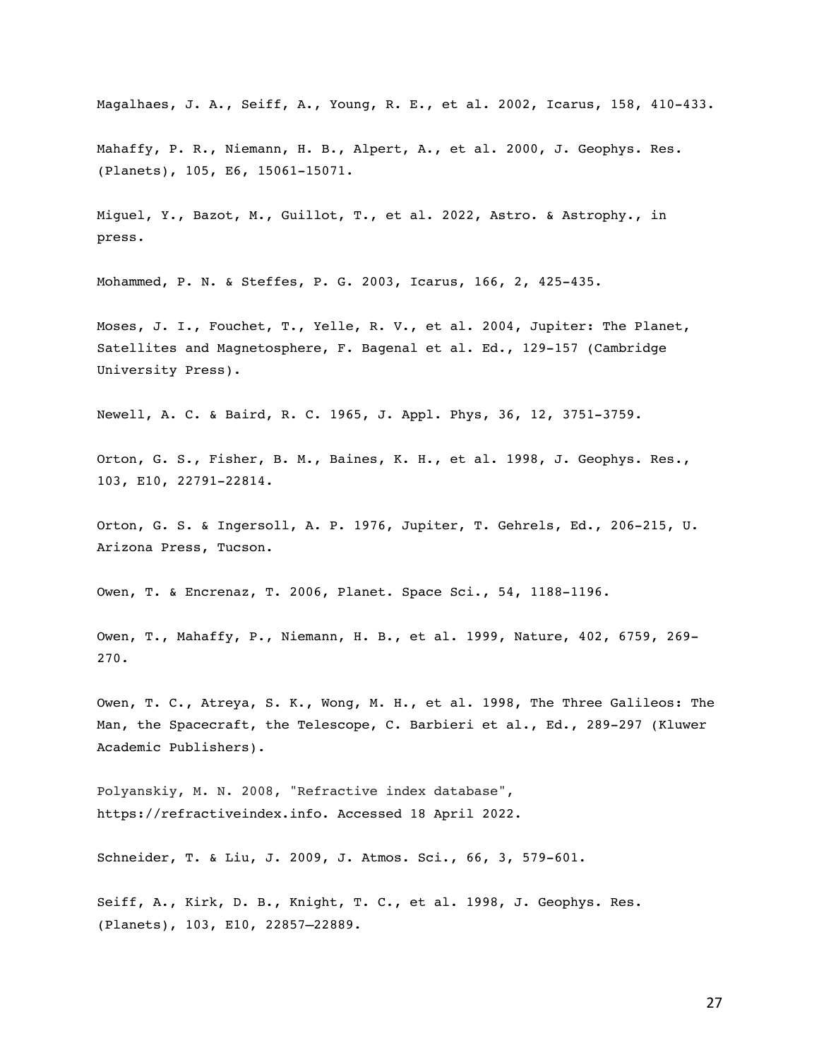Magalhaes, J. A., Seiff, A., Young, R. E., et al. 2002, Icarus, 158, 410-433.

Mahaffy, P. R., Niemann, H. B., Alpert, A., et al. 2000, J. Geophys. Res. (Planets), 105, E6, 15061-15071.

Miguel, Y., Bazot, M., Guillot, T., et al. 2022, Astro. & Astrophy., in press.

Mohammed, P. N. & Steffes, P. G. 2003, Icarus, 166, 2, 425-435.

Moses, J. I., Fouchet, T., Yelle, R. V., et al. 2004, Jupiter: The Planet, Satellites and Magnetosphere, F. Bagenal et al. Ed., 129-157 (Cambridge University Press).

Newell, A. C. & Baird, R. C. 1965, J. Appl. Phys, 36, 12, 3751-3759.

Orton, G. S., Fisher, B. M., Baines, K. H., et al. 1998, J. Geophys. Res., 103, E10, 22791-22814.

Orton, G. S. & Ingersoll, A. P. 1976, Jupiter, T. Gehrels, Ed., 206-215, U. Arizona Press, Tucson.

Owen, T. & Encrenaz, T. 2006, Planet. Space Sci., 54, 1188-1196.

Owen, T., Mahaffy, P., Niemann, H. B., et al. 1999, Nature, 402, 6759, 269-270.

Owen, T. C., Atreya, S. K., Wong, M. H., et al. 1998, The Three Galileos: The Man, the Spacecraft, the Telescope, C. Barbieri et al., Ed., 289-297 (Kluwer Academic Publishers).

Polyanskiy, M. N. 2008, "Refractive index database", https://refractiveindex.info. Accessed 18 April 2022.

Schneider, T. & Liu, J. 2009, J. Atmos. Sci., 66, 3, 579-601.

Seiff, A., Kirk, D. B., Knight, T. C., et al. 1998, J. Geophys. Res. (Planets), 103, E10, 22857–22889.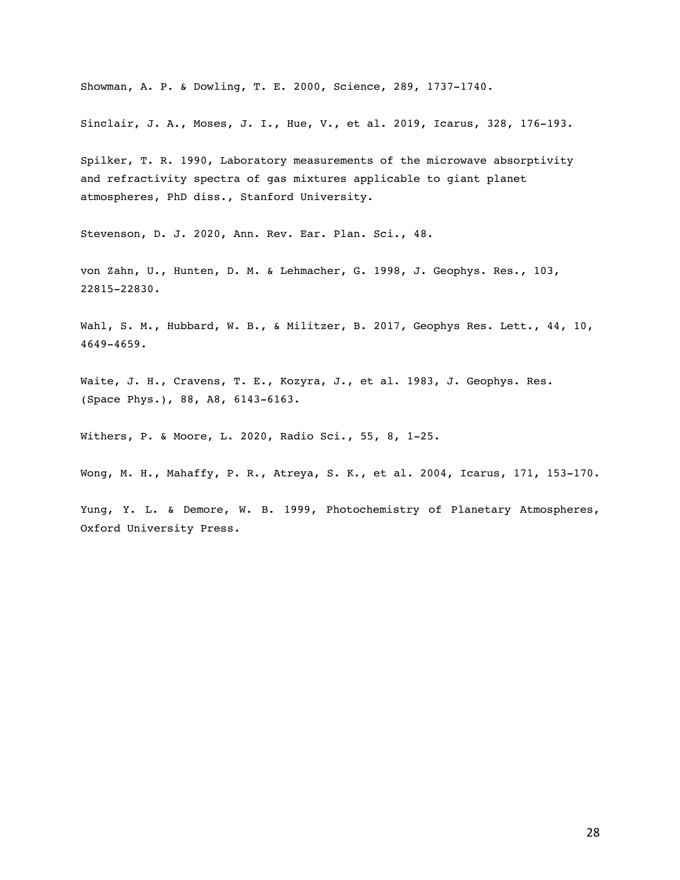Showman, A. P. & Dowling, T. E. 2000, Science, 289, 1737-1740.

Sinclair, J. A., Moses, J. I., Hue, V., et al. 2019, Icarus, 328, 176-193.

Spilker, T. R. 1990, Laboratory measurements of the microwave absorptivity and refractivity spectra of gas mixtures applicable to giant planet atmospheres, PhD diss., Stanford University.

Stevenson, D. J. 2020, Ann. Rev. Ear. Plan. Sci., 48.

von Zahn, U., Hunten, D. M. & Lehmacher, G. 1998, J. Geophys. Res., 103, 22815-22830.

Wahl, S. M., Hubbard, W. B., & Militzer, B. 2017, Geophys Res. Lett., 44, 10, 4649-4659.

Waite, J. H., Cravens, T. E., Kozyra, J., et al. 1983, J. Geophys. Res. (Space Phys.), 88, A8, 6143-6163.

Withers, P. & Moore, L. 2020, Radio Sci., 55, 8, 1-25.

Wong, M. H., Mahaffy, P. R., Atreya, S. K., et al. 2004, Icarus, 171, 153-170.

Yung, Y. L. & Demore, W. B. 1999, Photochemistry of Planetary Atmospheres, Oxford University Press.